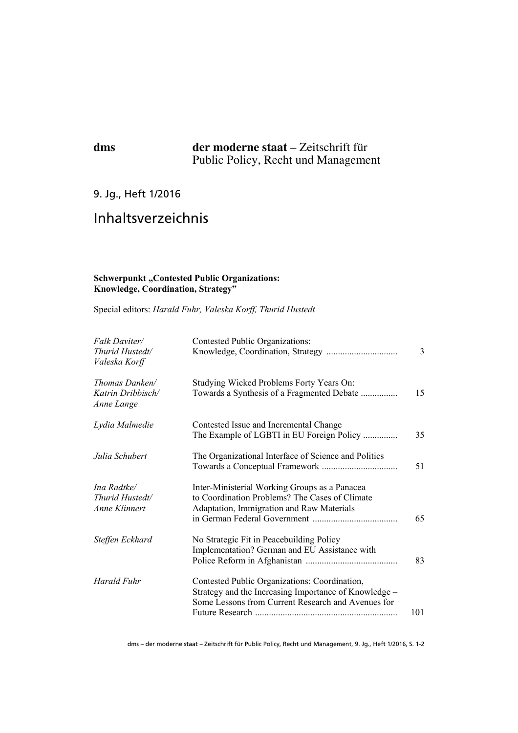**dms** **der moderne staat** – Zeitschrift für Public Policy, Recht und Management

9. Jg., Heft 1/2016

# Inhaltsverzeichnis

**Schwerpunkt „Contested Public Organizations: Knowledge, Coordination, Strategy"**

Special editors: *Harald Fuhr, Valeska Korff, Thurid Hustedt*

| | | |
|---|---|---|
| *Falk Daviter/ Thurid Hustedt/ Valeska Korff* | Contested Public Organizations: Knowledge, Coordination, Strategy | 3 |
| *Thomas Danken/ Katrin Dribbisch/ Anne Lange* | Studying Wicked Problems Forty Years On: Towards a Synthesis of a Fragmented Debate | 15 |
| *Lydia Malmedie* | Contested Issue and Incremental Change The Example of LGBTI in EU Foreign Policy | 35 |
| *Julia Schubert* | The Organizational Interface of Science and Politics Towards a Conceptual Framework | 51 |
| *Ina Radtke/ Thurid Hustedt/ Anne Klinnert* | Inter-Ministerial Working Groups as a Panacea to Coordination Problems? The Cases of Climate Adaptation, Immigration and Raw Materials in German Federal Government | 65 |
| *Steffen Eckhard* | No Strategic Fit in Peacebuilding Policy Implementation? German and EU Assistance with Police Reform in Afghanistan | 83 |
| *Harald Fuhr* | Contested Public Organizations: Coordination, Strategy and the Increasing Importance of Knowledge – Some Lessons from Current Research and Avenues for Future Research | 101 |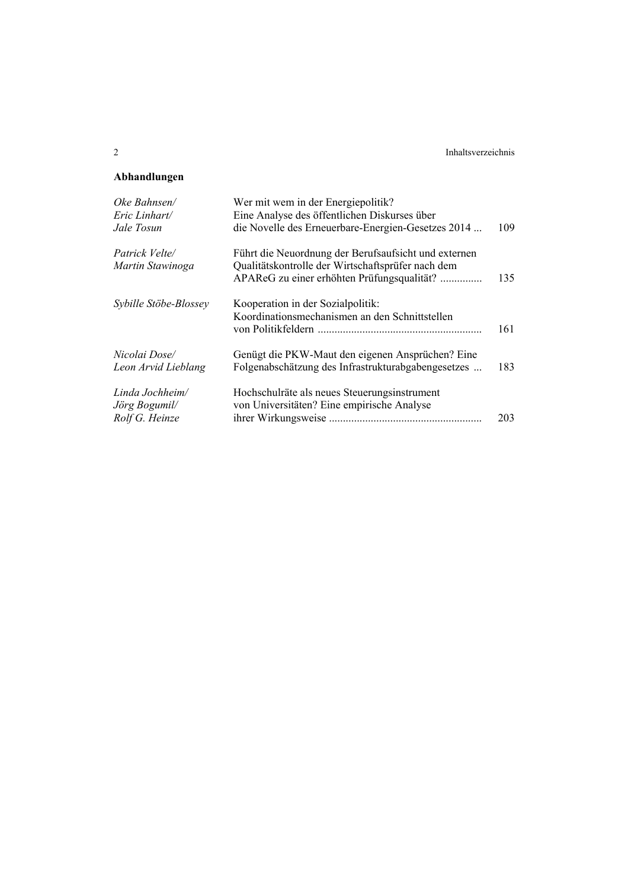## Abhandlungen

| | | |
|---|---|---|
| *Oke Bahnsen/ Eric Linhart/ Jale Tosun* | Wer mit wem in der Energiepolitik? Eine Analyse des öffentlichen Diskurses über die Novelle des Erneuerbare-Energien-Gesetzes 2014 ... | 109 |
| *Patrick Velte/ Martin Stawinoga* | Führt die Neuordnung der Berufsaufsicht und externen Qualitätskontrolle der Wirtschaftsprüfer nach dem APAReG zu einer erhöhten Prüfungsqualität? ............... | 135 |
| *Sybille Stöbe-Blossey* | Kooperation in der Sozialpolitik: Koordinationsmechanismen an den Schnittstellen von Politikfeldern .......................................................... | 161 |
| *Nicolai Dose/ Leon Arvid Lieblang* | Genügt die PKW-Maut den eigenen Ansprüchen? Eine Folgenabschätzung des Infrastrukturabgabengesetzes ... | 183 |
| *Linda Jochheim/ Jörg Bogumil/ Rolf G. Heinze* | Hochschulräte als neues Steuerungsinstrument von Universitäten? Eine empirische Analyse ihrer Wirkungsweise ....................................................... | 203 |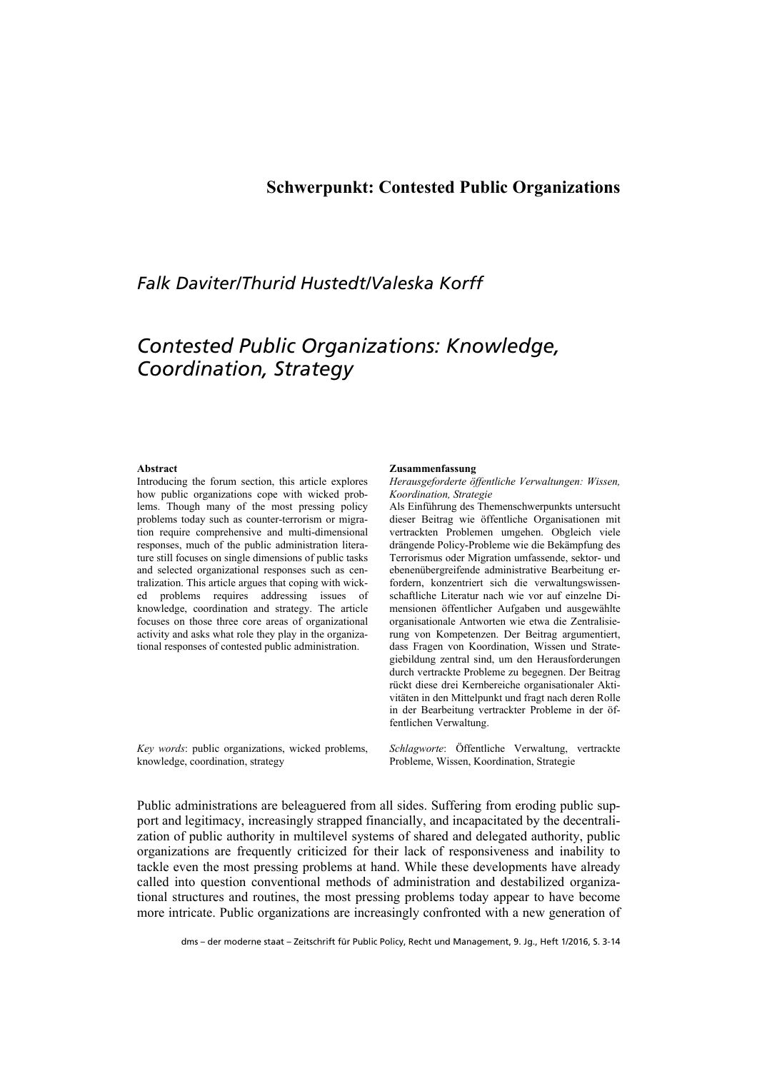**Schwerpunkt: Contested Public Organizations**

*Falk Daviter/Thurid Hustedt/Valeska Korff*

# *Contested Public Organizations: Knowledge, Coordination, Strategy*

**Abstract**

Introducing the forum section, this article explores how public organizations cope with wicked problems. Though many of the most pressing policy problems today such as counter-terrorism or migration require comprehensive and multi-dimensional responses, much of the public administration literature still focuses on single dimensions of public tasks and selected organizational responses such as centralization. This article argues that coping with wicked problems requires addressing issues of knowledge, coordination and strategy. The article focuses on those three core areas of organizational activity and asks what role they play in the organizational responses of contested public administration.

*Key words*: public organizations, wicked problems, knowledge, coordination, strategy

**Zusammenfassung**

*Herausgeforderte öffentliche Verwaltungen: Wissen, Koordination, Strategie*

Als Einführung des Themenschwerpunkts untersucht dieser Beitrag wie öffentliche Organisationen mit vertrackten Problemen umgehen. Obgleich viele drängende Policy-Probleme wie die Bekämpfung des Terrorismus oder Migration umfassende, sektor- und ebenenübergreifende administrative Bearbeitung erfordern, konzentriert sich die verwaltungswissenschaftliche Literatur nach wie vor auf einzelne Dimensionen öffentlicher Aufgaben und ausgewählte organisationale Antworten wie etwa die Zentralisierung von Kompetenzen. Der Beitrag argumentiert, dass Fragen von Koordination, Wissen und Strategiebildung zentral sind, um den Herausforderungen durch vertrackte Probleme zu begegnen. Der Beitrag rückt diese drei Kernbereiche organisationaler Aktivitäten in den Mittelpunkt und fragt nach deren Rolle in der Bearbeitung vertrackter Probleme in der öffentlichen Verwaltung.

*Schlagworte*: Öffentliche Verwaltung, vertrackte Probleme, Wissen, Koordination, Strategie

Public administrations are beleaguered from all sides. Suffering from eroding public support and legitimacy, increasingly strapped financially, and incapacitated by the decentralization of public authority in multilevel systems of shared and delegated authority, public organizations are frequently criticized for their lack of responsiveness and inability to tackle even the most pressing problems at hand. While these developments have already called into question conventional methods of administration and destabilized organizational structures and routines, the most pressing problems today appear to have become more intricate. Public organizations are increasingly confronted with a new generation of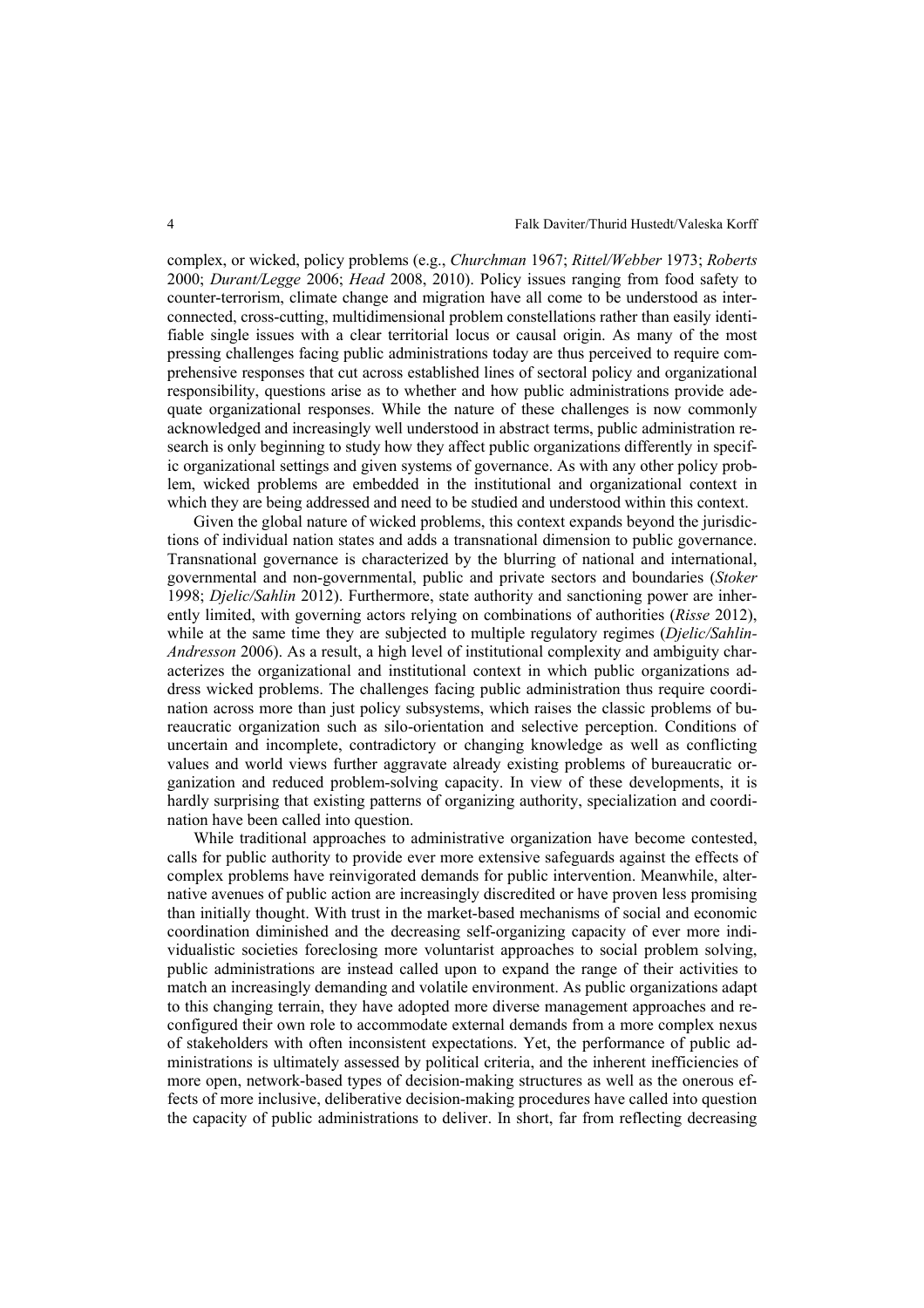complex, or wicked, policy problems (e.g., *Churchman* 1967; *Rittel/Webber* 1973; *Roberts* 2000; *Durant/Legge* 2006; *Head* 2008, 2010). Policy issues ranging from food safety to counter-terrorism, climate change and migration have all come to be understood as interconnected, cross-cutting, multidimensional problem constellations rather than easily identifiable single issues with a clear territorial locus or causal origin. As many of the most pressing challenges facing public administrations today are thus perceived to require comprehensive responses that cut across established lines of sectoral policy and organizational responsibility, questions arise as to whether and how public administrations provide adequate organizational responses. While the nature of these challenges is now commonly acknowledged and increasingly well understood in abstract terms, public administration research is only beginning to study how they affect public organizations differently in specific organizational settings and given systems of governance. As with any other policy problem, wicked problems are embedded in the institutional and organizational context in which they are being addressed and need to be studied and understood within this context.

Given the global nature of wicked problems, this context expands beyond the jurisdictions of individual nation states and adds a transnational dimension to public governance. Transnational governance is characterized by the blurring of national and international, governmental and non-governmental, public and private sectors and boundaries (*Stoker* 1998; *Djelic/Sahlin* 2012). Furthermore, state authority and sanctioning power are inherently limited, with governing actors relying on combinations of authorities (*Risse* 2012), while at the same time they are subjected to multiple regulatory regimes (*Djelic/Sahlin-Andresson* 2006). As a result, a high level of institutional complexity and ambiguity characterizes the organizational and institutional context in which public organizations address wicked problems. The challenges facing public administration thus require coordination across more than just policy subsystems, which raises the classic problems of bureaucratic organization such as silo-orientation and selective perception. Conditions of uncertain and incomplete, contradictory or changing knowledge as well as conflicting values and world views further aggravate already existing problems of bureaucratic organization and reduced problem-solving capacity. In view of these developments, it is hardly surprising that existing patterns of organizing authority, specialization and coordination have been called into question.

While traditional approaches to administrative organization have become contested, calls for public authority to provide ever more extensive safeguards against the effects of complex problems have reinvigorated demands for public intervention. Meanwhile, alternative avenues of public action are increasingly discredited or have proven less promising than initially thought. With trust in the market-based mechanisms of social and economic coordination diminished and the decreasing self-organizing capacity of ever more individualistic societies foreclosing more voluntarist approaches to social problem solving, public administrations are instead called upon to expand the range of their activities to match an increasingly demanding and volatile environment. As public organizations adapt to this changing terrain, they have adopted more diverse management approaches and reconfigured their own role to accommodate external demands from a more complex nexus of stakeholders with often inconsistent expectations. Yet, the performance of public administrations is ultimately assessed by political criteria, and the inherent inefficiencies of more open, network-based types of decision-making structures as well as the onerous effects of more inclusive, deliberative decision-making procedures have called into question the capacity of public administrations to deliver. In short, far from reflecting decreasing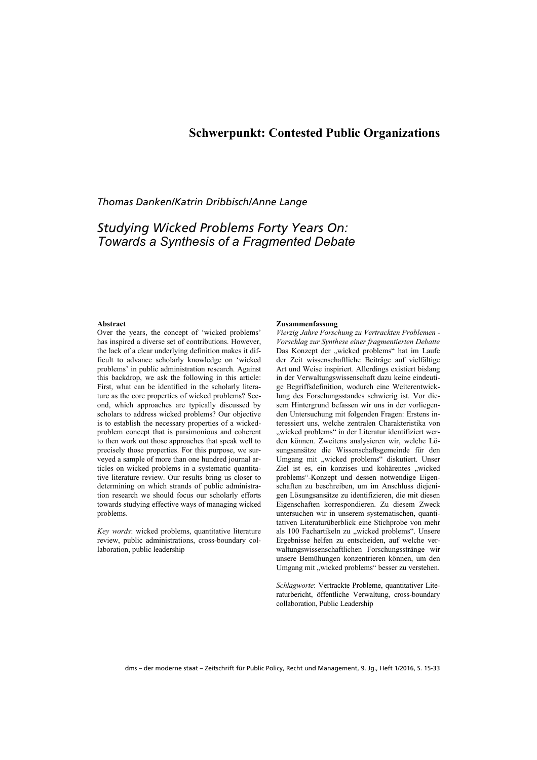# Schwerpunkt: Contested Public Organizations

*Thomas Danken/Katrin Dribbisch/Anne Lange*

## *Studying Wicked Problems Forty Years On: Towards a Synthesis of a Fragmented Debate*

**Abstract**

Over the years, the concept of 'wicked problems' has inspired a diverse set of contributions. However, the lack of a clear underlying definition makes it difficult to advance scholarly knowledge on 'wicked problems' in public administration research. Against this backdrop, we ask the following in this article: First, what can be identified in the scholarly literature as the core properties of wicked problems? Second, which approaches are typically discussed by scholars to address wicked problems? Our objective is to establish the necessary properties of a wicked-problem concept that is parsimonious and coherent to then work out those approaches that speak well to precisely those properties. For this purpose, we surveyed a sample of more than one hundred journal articles on wicked problems in a systematic quantitative literature review. Our results bring us closer to determining on which strands of public administration research we should focus our scholarly efforts towards studying effective ways of managing wicked problems.

*Key words*: wicked problems, quantitative literature review, public administrations, cross-boundary collaboration, public leadership

**Zusammenfassung**

*Vierzig Jahre Forschung zu Vertrackten Problemen - Vorschlag zur Synthese einer fragmentierten Debatte*

Das Konzept der „wicked problems" hat im Laufe der Zeit wissenschaftliche Beiträge auf vielfältige Art und Weise inspiriert. Allerdings existiert bislang in der Verwaltungswissenschaft dazu keine eindeutige Begriffsdefinition, wodurch eine Weiterentwicklung des Forschungsstandes schwierig ist. Vor diesem Hintergrund befassen wir uns in der vorliegenden Untersuchung mit folgenden Fragen: Erstens interessiert uns, welche zentralen Charakteristika von „wicked problems" in der Literatur identifiziert werden können. Zweitens analysieren wir, welche Lösungsansätze die Wissenschaftsgemeinde für den Umgang mit „wicked problems" diskutiert. Unser Ziel ist es, ein konzises und kohärentes „wicked problems"-Konzept und dessen notwendige Eigenschaften zu beschreiben, um im Anschluss diejenigen Lösungsansätze zu identifizieren, die mit diesen Eigenschaften korrespondieren. Zu diesem Zweck untersuchen wir in unserem systematischen, quantitativen Literaturüberblick eine Stichprobe von mehr als 100 Fachartikeln zu „wicked problems". Unsere Ergebnisse helfen zu entscheiden, auf welche verwaltungswissenschaftlichen Forschungsstränge wir unsere Bemühungen konzentrieren können, um den Umgang mit „wicked problems" besser zu verstehen.

*Schlagworte*: Vertrackte Probleme, quantitativer Literaturbericht, öffentliche Verwaltung, cross-boundary collaboration, Public Leadership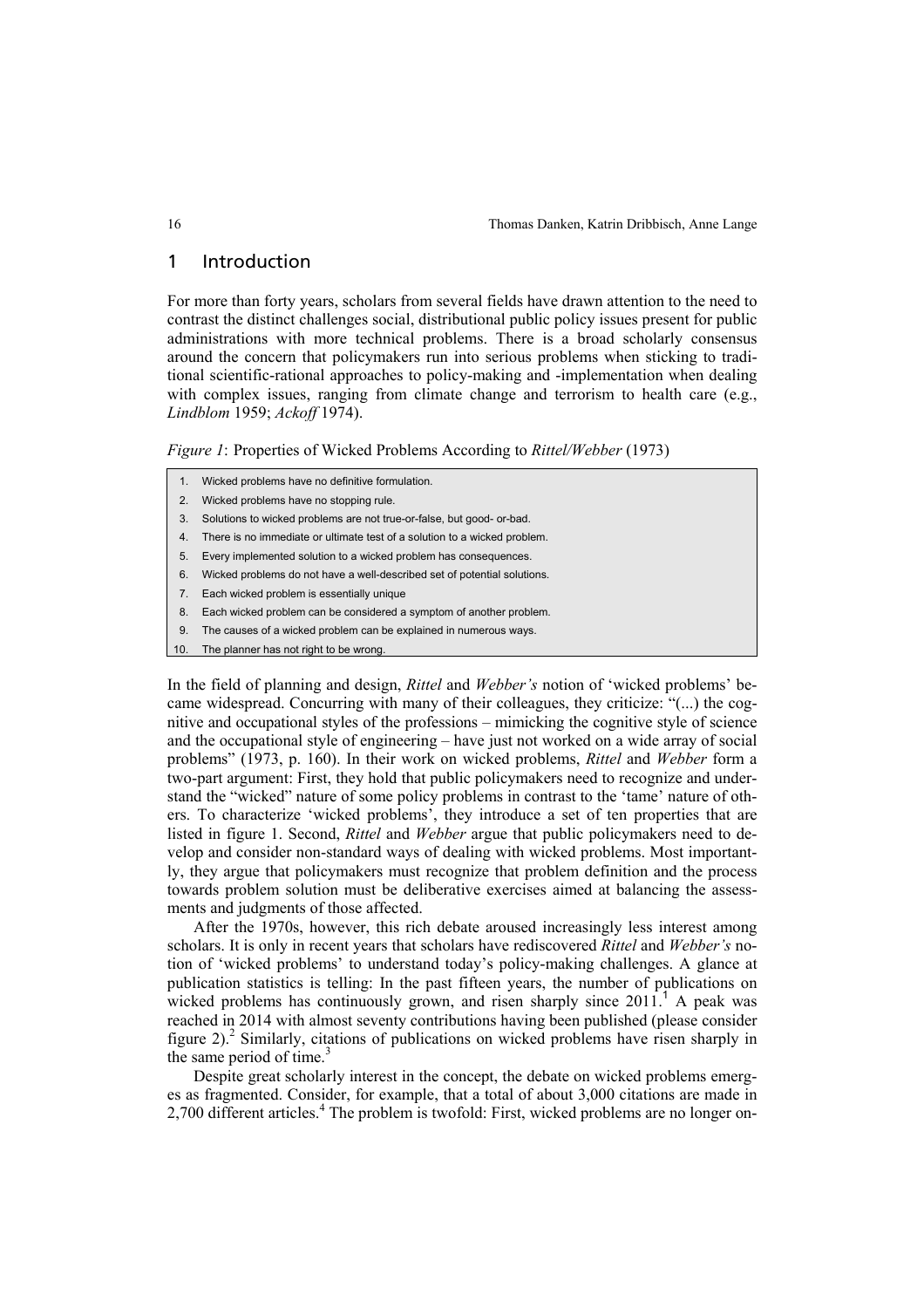## 1 Introduction

For more than forty years, scholars from several fields have drawn attention to the need to contrast the distinct challenges social, distributional public policy issues present for public administrations with more technical problems. There is a broad scholarly consensus around the concern that policymakers run into serious problems when sticking to traditional scientific-rational approaches to policy-making and -implementation when dealing with complex issues, ranging from climate change and terrorism to health care (e.g., *Lindblom* 1959; *Ackoff* 1974).

*Figure 1*: Properties of Wicked Problems According to *Rittel/Webber* (1973)

1. Wicked problems have no definitive formulation.
2. Wicked problems have no stopping rule.
3. Solutions to wicked problems are not true-or-false, but good- or-bad.
4. There is no immediate or ultimate test of a solution to a wicked problem.
5. Every implemented solution to a wicked problem has consequences.
6. Wicked problems do not have a well-described set of potential solutions.
7. Each wicked problem is essentially unique
8. Each wicked problem can be considered a symptom of another problem.
9. The causes of a wicked problem can be explained in numerous ways.
10. The planner has not right to be wrong.

In the field of planning and design, *Rittel* and *Webber's* notion of 'wicked problems' became widespread. Concurring with many of their colleagues, they criticize: "(...) the cognitive and occupational styles of the professions – mimicking the cognitive style of science and the occupational style of engineering – have just not worked on a wide array of social problems" (1973, p. 160). In their work on wicked problems, *Rittel* and *Webber* form a two-part argument: First, they hold that public policymakers need to recognize and understand the "wicked" nature of some policy problems in contrast to the 'tame' nature of others. To characterize 'wicked problems', they introduce a set of ten properties that are listed in figure 1. Second, *Rittel* and *Webber* argue that public policymakers need to develop and consider non-standard ways of dealing with wicked problems. Most importantly, they argue that policymakers must recognize that problem definition and the process towards problem solution must be deliberative exercises aimed at balancing the assessments and judgments of those affected.

After the 1970s, however, this rich debate aroused increasingly less interest among scholars. It is only in recent years that scholars have rediscovered *Rittel* and *Webber's* notion of 'wicked problems' to understand today's policy-making challenges. A glance at publication statistics is telling: In the past fifteen years, the number of publications on wicked problems has continuously grown, and risen sharply since 2011.[1] A peak was reached in 2014 with almost seventy contributions having been published (please consider figure 2).[2] Similarly, citations of publications on wicked problems have risen sharply in the same period of time.[3]

Despite great scholarly interest in the concept, the debate on wicked problems emerges as fragmented. Consider, for example, that a total of about 3,000 citations are made in 2,700 different articles.[4] The problem is twofold: First, wicked problems are no longer on-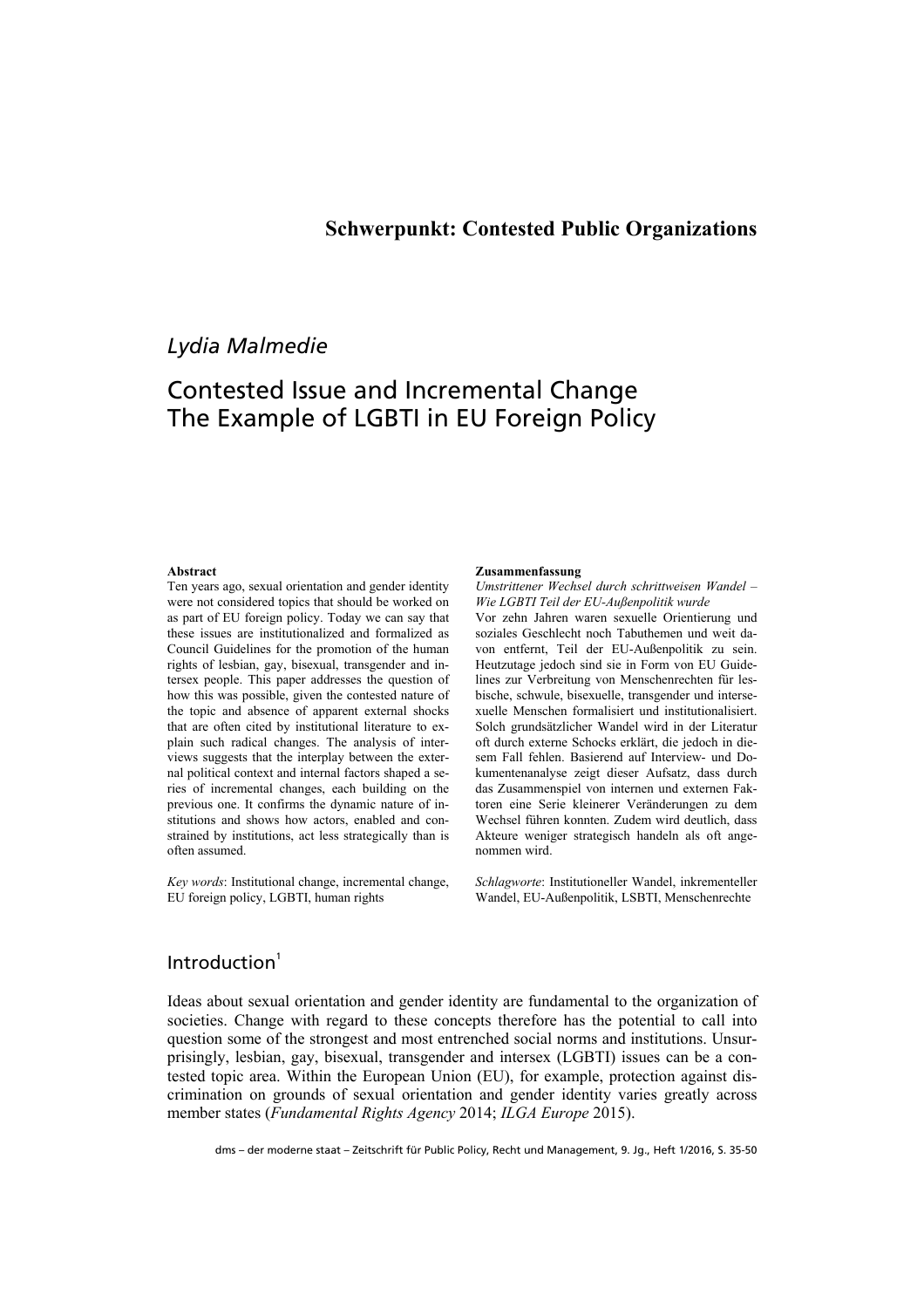**Schwerpunkt: Contested Public Organizations**

*Lydia Malmedie*

# Contested Issue and Incremental Change The Example of LGBTI in EU Foreign Policy

**Abstract**

Ten years ago, sexual orientation and gender identity were not considered topics that should be worked on as part of EU foreign policy. Today we can say that these issues are institutionalized and formalized as Council Guidelines for the promotion of the human rights of lesbian, gay, bisexual, transgender and intersex people. This paper addresses the question of how this was possible, given the contested nature of the topic and absence of apparent external shocks that are often cited by institutional literature to explain such radical changes. The analysis of interviews suggests that the interplay between the external political context and internal factors shaped a series of incremental changes, each building on the previous one. It confirms the dynamic nature of institutions and shows how actors, enabled and constrained by institutions, act less strategically than is often assumed.

*Key words*: Institutional change, incremental change, EU foreign policy, LGBTI, human rights

**Zusammenfassung**

*Umstrittener Wechsel durch schrittweisen Wandel – Wie LGBTI Teil der EU-Außenpolitik wurde*

Vor zehn Jahren waren sexuelle Orientierung und soziales Geschlecht noch Tabuthemen und weit davon entfernt, Teil der EU-Außenpolitik zu sein. Heutzutage jedoch sind sie in Form von EU Guidelines zur Verbreitung von Menschenrechten für lesbische, schwule, bisexuelle, transgender und intersexuelle Menschen formalisiert und institutionalisiert. Solch grundsätzlicher Wandel wird in der Literatur oft durch externe Schocks erklärt, die jedoch in diesem Fall fehlen. Basierend auf Interview- und Dokumentenanalyse zeigt dieser Aufsatz, dass durch das Zusammenspiel von internen und externen Faktoren eine Serie kleinerer Veränderungen zu dem Wechsel führen konnten. Zudem wird deutlich, dass Akteure weniger strategisch handeln als oft angenommen wird.

*Schlagworte*: Institutioneller Wandel, inkrementeller Wandel, EU-Außenpolitik, LSBTI, Menschenrechte

## Introduction[1]

Ideas about sexual orientation and gender identity are fundamental to the organization of societies. Change with regard to these concepts therefore has the potential to call into question some of the strongest and most entrenched social norms and institutions. Unsurprisingly, lesbian, gay, bisexual, transgender and intersex (LGBTI) issues can be a contested topic area. Within the European Union (EU), for example, protection against discrimination on grounds of sexual orientation and gender identity varies greatly across member states (*Fundamental Rights Agency* 2014; *ILGA Europe* 2015).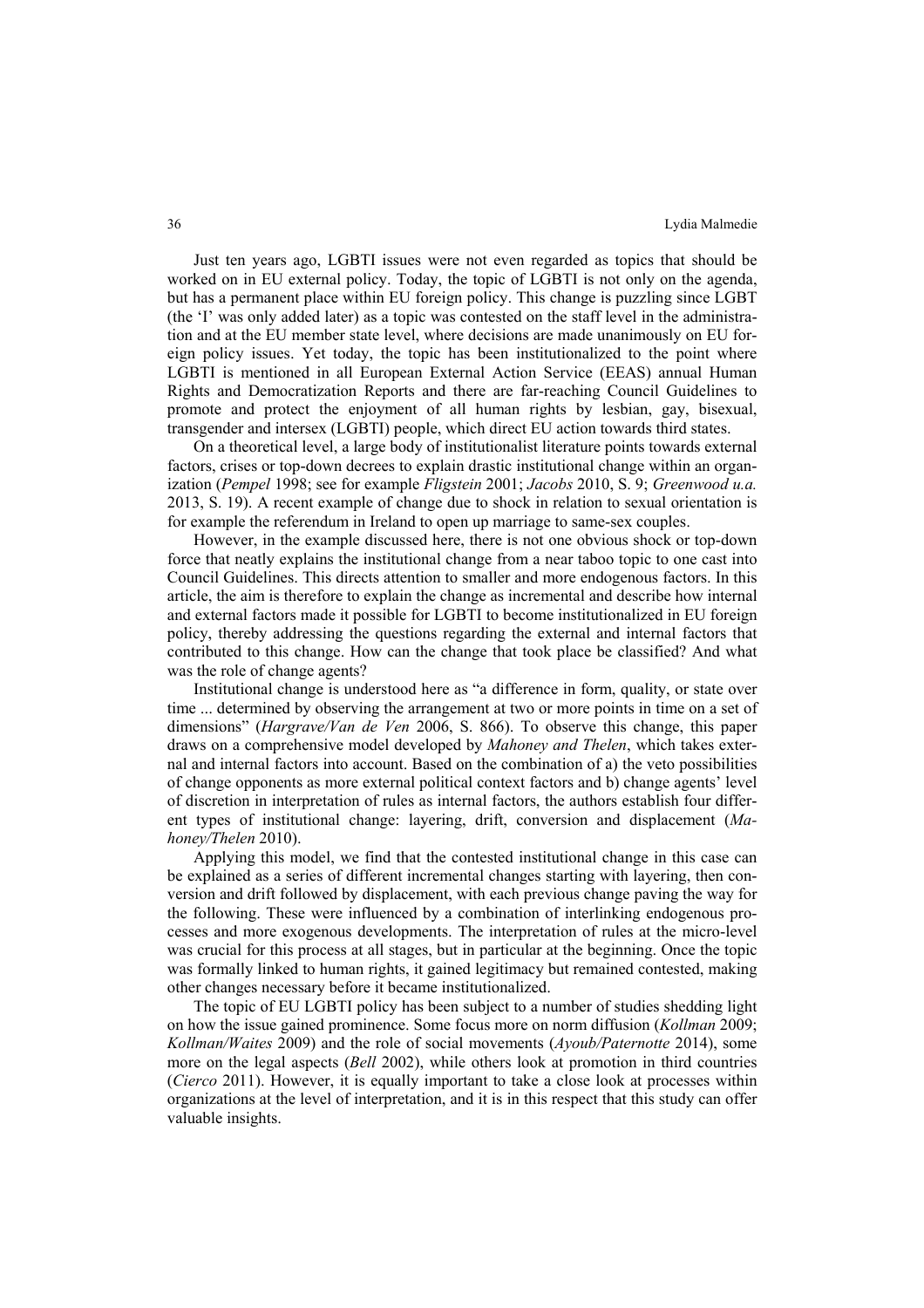Just ten years ago, LGBTI issues were not even regarded as topics that should be worked on in EU external policy. Today, the topic of LGBTI is not only on the agenda, but has a permanent place within EU foreign policy. This change is puzzling since LGBT (the 'I' was only added later) as a topic was contested on the staff level in the administration and at the EU member state level, where decisions are made unanimously on EU foreign policy issues. Yet today, the topic has been institutionalized to the point where LGBTI is mentioned in all European External Action Service (EEAS) annual Human Rights and Democratization Reports and there are far-reaching Council Guidelines to promote and protect the enjoyment of all human rights by lesbian, gay, bisexual, transgender and intersex (LGBTI) people, which direct EU action towards third states.

On a theoretical level, a large body of institutionalist literature points towards external factors, crises or top-down decrees to explain drastic institutional change within an organization (*Pempel* 1998; see for example *Fligstein* 2001; *Jacobs* 2010, S. 9; *Greenwood u.a.* 2013, S. 19). A recent example of change due to shock in relation to sexual orientation is for example the referendum in Ireland to open up marriage to same-sex couples.

However, in the example discussed here, there is not one obvious shock or top-down force that neatly explains the institutional change from a near taboo topic to one cast into Council Guidelines. This directs attention to smaller and more endogenous factors. In this article, the aim is therefore to explain the change as incremental and describe how internal and external factors made it possible for LGBTI to become institutionalized in EU foreign policy, thereby addressing the questions regarding the external and internal factors that contributed to this change. How can the change that took place be classified? And what was the role of change agents?

Institutional change is understood here as "a difference in form, quality, or state over time ... determined by observing the arrangement at two or more points in time on a set of dimensions" (*Hargrave/Van de Ven* 2006, S. 866). To observe this change, this paper draws on a comprehensive model developed by *Mahoney and Thelen*, which takes external and internal factors into account. Based on the combination of a) the veto possibilities of change opponents as more external political context factors and b) change agents' level of discretion in interpretation of rules as internal factors, the authors establish four different types of institutional change: layering, drift, conversion and displacement (*Mahoney/Thelen* 2010).

Applying this model, we find that the contested institutional change in this case can be explained as a series of different incremental changes starting with layering, then conversion and drift followed by displacement, with each previous change paving the way for the following. These were influenced by a combination of interlinking endogenous processes and more exogenous developments. The interpretation of rules at the micro-level was crucial for this process at all stages, but in particular at the beginning. Once the topic was formally linked to human rights, it gained legitimacy but remained contested, making other changes necessary before it became institutionalized.

The topic of EU LGBTI policy has been subject to a number of studies shedding light on how the issue gained prominence. Some focus more on norm diffusion (*Kollman* 2009; *Kollman/Waites* 2009) and the role of social movements (*Ayoub/Paternotte* 2014), some more on the legal aspects (*Bell* 2002), while others look at promotion in third countries (*Cierco* 2011). However, it is equally important to take a close look at processes within organizations at the level of interpretation, and it is in this respect that this study can offer valuable insights.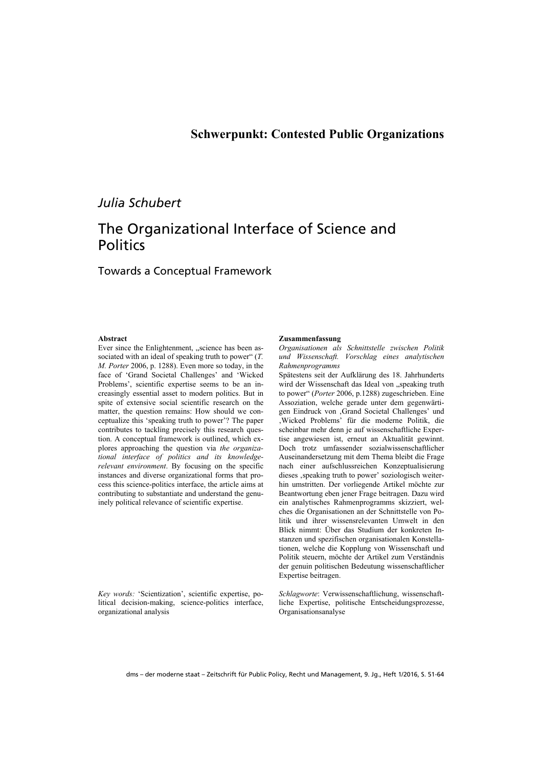**Schwerpunkt: Contested Public Organizations**

*Julia Schubert*

# The Organizational Interface of Science and Politics

## Towards a Conceptual Framework

**Abstract**

Ever since the Enlightenment, „science has been associated with an ideal of speaking truth to power" (*T. M. Porter* 2006, p. 1288). Even more so today, in the face of 'Grand Societal Challenges' and 'Wicked Problems', scientific expertise seems to be an increasingly essential asset to modern politics. But in spite of extensive social scientific research on the matter, the question remains: How should we conceptualize this 'speaking truth to power'? The paper contributes to tackling precisely this research question. A conceptual framework is outlined, which explores approaching the question via *the organizational interface of politics and its knowledge-relevant environment*. By focusing on the specific instances and diverse organizational forms that process this science-politics interface, the article aims at contributing to substantiate and understand the genuinely political relevance of scientific expertise.

*Key words:* 'Scientization', scientific expertise, political decision-making, science-politics interface, organizational analysis

**Zusammenfassung**

*Organisationen als Schnittstelle zwischen Politik und Wissenschaft. Vorschlag eines analytischen Rahmenprogramms*

Spätestens seit der Aufklärung des 18. Jahrhunderts wird der Wissenschaft das Ideal von „speaking truth to power" (*Porter* 2006, p.1288) zugeschrieben. Eine Assoziation, welche gerade unter dem gegenwärtigen Eindruck von ‚Grand Societal Challenges' und ‚Wicked Problems' für die moderne Politik, die scheinbar mehr denn je auf wissenschaftliche Expertise angewiesen ist, erneut an Aktualität gewinnt. Doch trotz umfassender sozialwissenschaftlicher Auseinandersetzung mit dem Thema bleibt die Frage nach einer aufschlussreichen Konzeptualisierung dieses ‚speaking truth to power' soziologisch weiterhin umstritten. Der vorliegende Artikel möchte zur Beantwortung eben jener Frage beitragen. Dazu wird ein analytisches Rahmenprogramms skizziert, welches die Organisationen an der Schnittstelle von Politik und ihrer wissensrelevanten Umwelt in den Blick nimmt: Über das Studium der konkreten Instanzen und spezifischen organisationalen Konstellationen, welche die Kopplung von Wissenschaft und Politik steuern, möchte der Artikel zum Verständnis der genuin politischen Bedeutung wissenschaftlicher Expertise beitragen.

*Schlagworte*: Verwissenschaftlichung, wissenschaftliche Expertise, politische Entscheidungsprozesse, Organisationsanalyse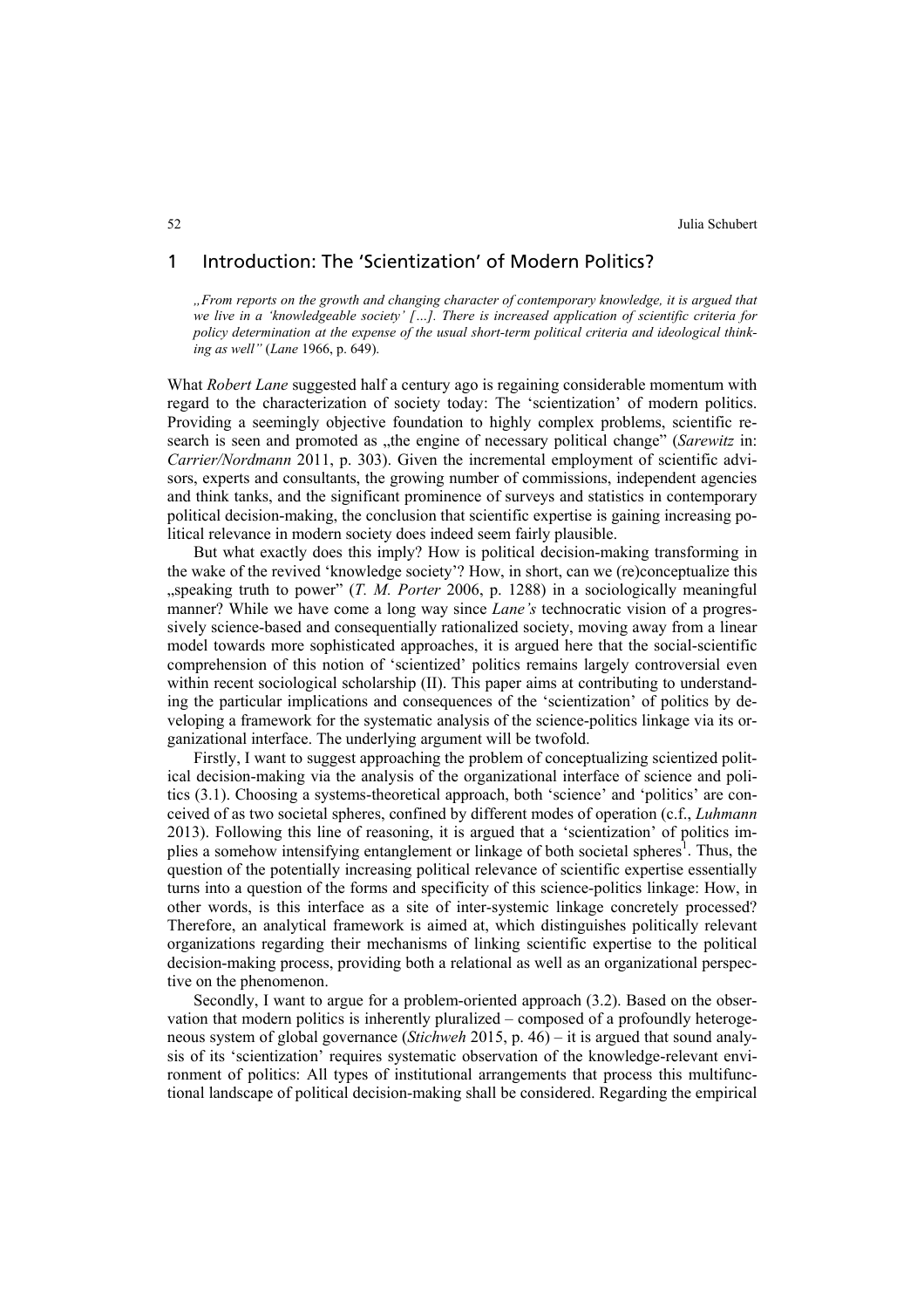# 1 Introduction: The 'Scientization' of Modern Politics?

*„From reports on the growth and changing character of contemporary knowledge, it is argued that we live in a 'knowledgeable society' […]. There is increased application of scientific criteria for policy determination at the expense of the usual short-term political criteria and ideological thinking as well"* (*Lane* 1966, p. 649).

What *Robert Lane* suggested half a century ago is regaining considerable momentum with regard to the characterization of society today: The 'scientization' of modern politics. Providing a seemingly objective foundation to highly complex problems, scientific research is seen and promoted as „the engine of necessary political change" (*Sarewitz* in: *Carrier/Nordmann* 2011, p. 303). Given the incremental employment of scientific advisors, experts and consultants, the growing number of commissions, independent agencies and think tanks, and the significant prominence of surveys and statistics in contemporary political decision-making, the conclusion that scientific expertise is gaining increasing political relevance in modern society does indeed seem fairly plausible.

But what exactly does this imply? How is political decision-making transforming in the wake of the revived 'knowledge society'? How, in short, can we (re)conceptualize this „speaking truth to power" (*T. M. Porter* 2006, p. 1288) in a sociologically meaningful manner? While we have come a long way since *Lane's* technocratic vision of a progressively science-based and consequentially rationalized society, moving away from a linear model towards more sophisticated approaches, it is argued here that the social-scientific comprehension of this notion of 'scientized' politics remains largely controversial even within recent sociological scholarship (II). This paper aims at contributing to understanding the particular implications and consequences of the 'scientization' of politics by developing a framework for the systematic analysis of the science-politics linkage via its organizational interface. The underlying argument will be twofold.

Firstly, I want to suggest approaching the problem of conceptualizing scientized political decision-making via the analysis of the organizational interface of science and politics (3.1). Choosing a systems-theoretical approach, both 'science' and 'politics' are conceived of as two societal spheres, confined by different modes of operation (c.f., *Luhmann* 2013). Following this line of reasoning, it is argued that a 'scientization' of politics implies a somehow intensifying entanglement or linkage of both societal spheres[1]. Thus, the question of the potentially increasing political relevance of scientific expertise essentially turns into a question of the forms and specificity of this science-politics linkage: How, in other words, is this interface as a site of inter-systemic linkage concretely processed? Therefore, an analytical framework is aimed at, which distinguishes politically relevant organizations regarding their mechanisms of linking scientific expertise to the political decision-making process, providing both a relational as well as an organizational perspective on the phenomenon.

Secondly, I want to argue for a problem-oriented approach (3.2). Based on the observation that modern politics is inherently pluralized – composed of a profoundly heterogeneous system of global governance (*Stichweh* 2015, p. 46) – it is argued that sound analysis of its 'scientization' requires systematic observation of the knowledge-relevant environment of politics: All types of institutional arrangements that process this multifunctional landscape of political decision-making shall be considered. Regarding the empirical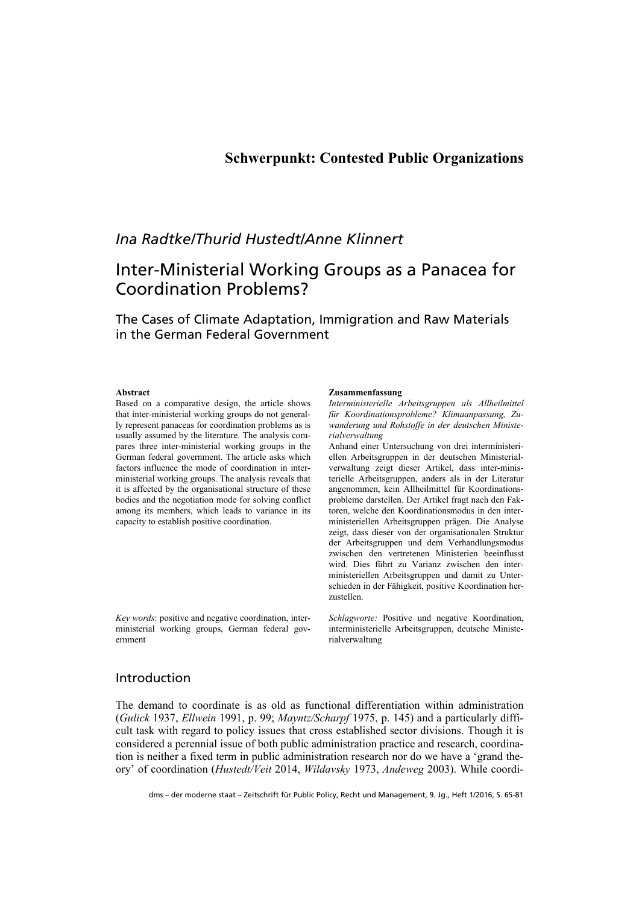**Schwerpunkt: Contested Public Organizations**

*Ina Radtke/Thurid Hustedt/Anne Klinnert*

# Inter-Ministerial Working Groups as a Panacea for Coordination Problems?

## The Cases of Climate Adaptation, Immigration and Raw Materials in the German Federal Government

**Abstract**

Based on a comparative design, the article shows that inter-ministerial working groups do not generally represent panaceas for coordination problems as is usually assumed by the literature. The analysis compares three inter-ministerial working groups in the German federal government. The article asks which factors influence the mode of coordination in inter-ministerial working groups. The analysis reveals that it is affected by the organisational structure of these bodies and the negotiation mode for solving conflict among its members, which leads to variance in its capacity to establish positive coordination.

*Key words*: positive and negative coordination, inter-ministerial working groups, German federal government

**Zusammenfassung**

*Interministerielle Arbeitsgruppen als Allheilmittel für Koordinationsprobleme? Klimaanpassung, Zuwanderung und Rohstoffe in der deutschen Ministerialverwaltung*

Anhand einer Untersuchung von drei interministeriellen Arbeitsgruppen in der deutschen Ministerialverwaltung zeigt dieser Artikel, dass inter-ministerielle Arbeitsgruppen, anders als in der Literatur angenommen, kein Allheilmittel für Koordinationsprobleme darstellen. Der Artikel fragt nach den Faktoren, welche den Koordinationsmodus in den interministeriellen Arbeitsgruppen prägen. Die Analyse zeigt, dass dieser von der organisationalen Struktur der Arbeitsgruppen und dem Verhandlungsmodus zwischen den vertretenen Ministerien beeinflusst wird. Dies führt zu Varianz zwischen den interministeriellen Arbeitsgruppen und damit zu Unterschieden in der Fähigkeit, positive Koordination herzustellen.

*Schlagworte:* Positive und negative Koordination, interministerielle Arbeitsgruppen, deutsche Ministerialverwaltung

## Introduction

The demand to coordinate is as old as functional differentiation within administration (*Gulick* 1937, *Ellwein* 1991, p. 99; *Mayntz/Scharpf* 1975, p. 145) and a particularly difficult task with regard to policy issues that cross established sector divisions. Though it is considered a perennial issue of both public administration practice and research, coordination is neither a fixed term in public administration research nor do we have a 'grand theory' of coordination (*Hustedt/Veit* 2014, *Wildavsky* 1973, *Andeweg* 2003). While coordi-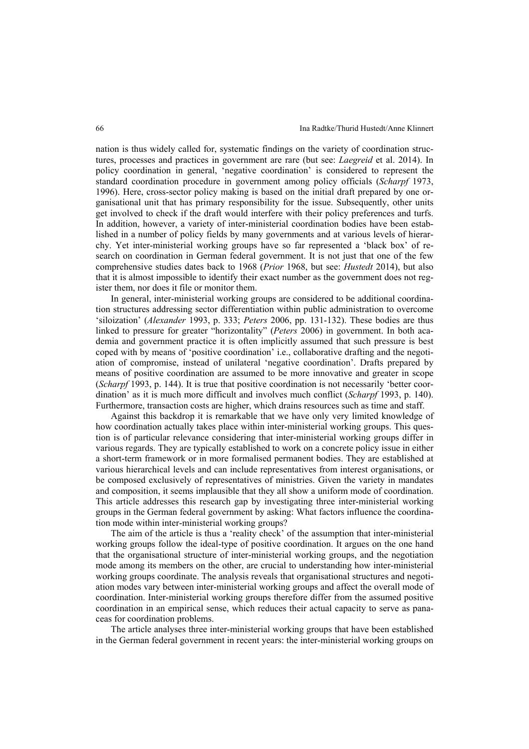nation is thus widely called for, systematic findings on the variety of coordination structures, processes and practices in government are rare (but see: *Laegreid* et al. 2014). In policy coordination in general, 'negative coordination' is considered to represent the standard coordination procedure in government among policy officials (*Scharpf* 1973, 1996). Here, cross-sector policy making is based on the initial draft prepared by one organisational unit that has primary responsibility for the issue. Subsequently, other units get involved to check if the draft would interfere with their policy preferences and turfs. In addition, however, a variety of inter-ministerial coordination bodies have been established in a number of policy fields by many governments and at various levels of hierarchy. Yet inter-ministerial working groups have so far represented a 'black box' of research on coordination in German federal government. It is not just that one of the few comprehensive studies dates back to 1968 (*Prior* 1968, but see: *Hustedt* 2014), but also that it is almost impossible to identify their exact number as the government does not register them, nor does it file or monitor them.

In general, inter-ministerial working groups are considered to be additional coordination structures addressing sector differentiation within public administration to overcome 'siloization' (*Alexander* 1993, p. 333; *Peters* 2006, pp. 131-132). These bodies are thus linked to pressure for greater "horizontality" (*Peters* 2006) in government. In both academia and government practice it is often implicitly assumed that such pressure is best coped with by means of 'positive coordination' i.e., collaborative drafting and the negotiation of compromise, instead of unilateral 'negative coordination'. Drafts prepared by means of positive coordination are assumed to be more innovative and greater in scope (*Scharpf* 1993, p. 144). It is true that positive coordination is not necessarily 'better coordination' as it is much more difficult and involves much conflict (*Scharpf* 1993, p. 140). Furthermore, transaction costs are higher, which drains resources such as time and staff.

Against this backdrop it is remarkable that we have only very limited knowledge of how coordination actually takes place within inter-ministerial working groups. This question is of particular relevance considering that inter-ministerial working groups differ in various regards. They are typically established to work on a concrete policy issue in either a short-term framework or in more formalised permanent bodies. They are established at various hierarchical levels and can include representatives from interest organisations, or be composed exclusively of representatives of ministries. Given the variety in mandates and composition, it seems implausible that they all show a uniform mode of coordination. This article addresses this research gap by investigating three inter-ministerial working groups in the German federal government by asking: What factors influence the coordination mode within inter-ministerial working groups?

The aim of the article is thus a 'reality check' of the assumption that inter-ministerial working groups follow the ideal-type of positive coordination. It argues on the one hand that the organisational structure of inter-ministerial working groups, and the negotiation mode among its members on the other, are crucial to understanding how inter-ministerial working groups coordinate. The analysis reveals that organisational structures and negotiation modes vary between inter-ministerial working groups and affect the overall mode of coordination. Inter-ministerial working groups therefore differ from the assumed positive coordination in an empirical sense, which reduces their actual capacity to serve as panaceas for coordination problems.

The article analyses three inter-ministerial working groups that have been established in the German federal government in recent years: the inter-ministerial working groups on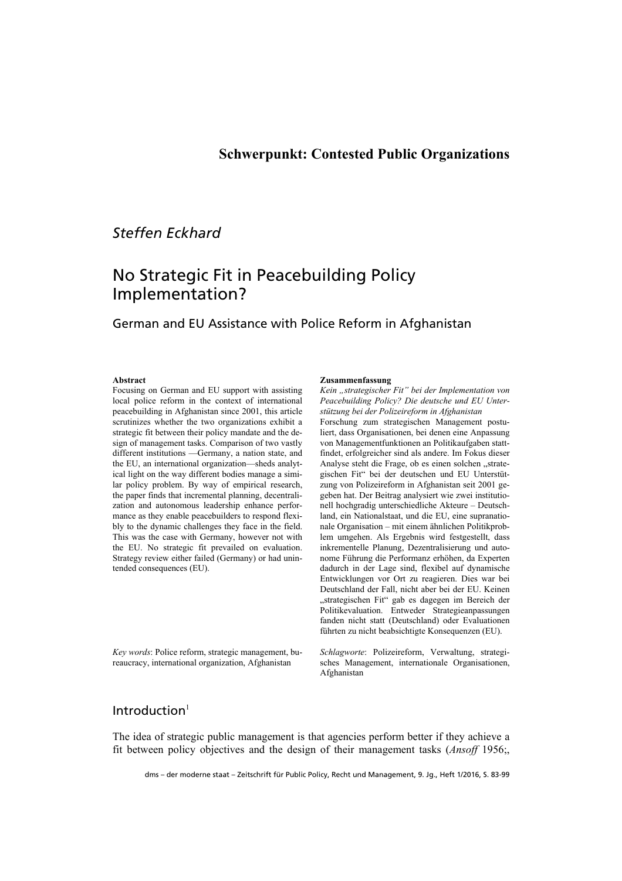**Schwerpunkt: Contested Public Organizations**

*Steffen Eckhard*

# No Strategic Fit in Peacebuilding Policy Implementation?

## German and EU Assistance with Police Reform in Afghanistan

**Abstract**

Focusing on German and EU support with assisting local police reform in the context of international peacebuilding in Afghanistan since 2001, this article scrutinizes whether the two organizations exhibit a strategic fit between their policy mandate and the design of management tasks. Comparison of two vastly different institutions —Germany, a nation state, and the EU, an international organization—sheds analytical light on the way different bodies manage a similar policy problem. By way of empirical research, the paper finds that incremental planning, decentralization and autonomous leadership enhance performance as they enable peacebuilders to respond flexibly to the dynamic challenges they face in the field. This was the case with Germany, however not with the EU. No strategic fit prevailed on evaluation. Strategy review either failed (Germany) or had unintended consequences (EU).

*Key words*: Police reform, strategic management, bureaucracy, international organization, Afghanistan

**Zusammenfassung**

*Kein „strategischer Fit" bei der Implementation von Peacebuilding Policy? Die deutsche und EU Unterstützung bei der Polizeireform in Afghanistan*

Forschung zum strategischen Management postuliert, dass Organisationen, bei denen eine Anpassung von Managementfunktionen an Politikaufgaben stattfindet, erfolgreicher sind als andere. Im Fokus dieser Analyse steht die Frage, ob es einen solchen „strategischen Fit" bei der deutschen und EU Unterstützung von Polizeireform in Afghanistan seit 2001 gegeben hat. Der Beitrag analysiert wie zwei institutionell hochgradig unterschiedliche Akteure – Deutschland, ein Nationalstaat, und die EU, eine supranationale Organisation – mit einem ähnlichen Politikproblem umgehen. Als Ergebnis wird festgestellt, dass inkrementelle Planung, Dezentralisierung und autonome Führung die Performanz erhöhen, da Experten dadurch in der Lage sind, flexibel auf dynamische Entwicklungen vor Ort zu reagieren. Dies war bei Deutschland der Fall, nicht aber bei der EU. Keinen „strategischen Fit" gab es dagegen im Bereich der Politikevaluation. Entweder Strategieanpassungen fanden nicht statt (Deutschland) oder Evaluationen führten zu nicht beabsichtigte Konsequenzen (EU).

*Schlagworte*: Polizeireform, Verwaltung, strategisches Management, internationale Organisationen, Afghanistan

## Introduction[1]

The idea of strategic public management is that agencies perform better if they achieve a fit between policy objectives and the design of their management tasks (*Ansoff* 1956;,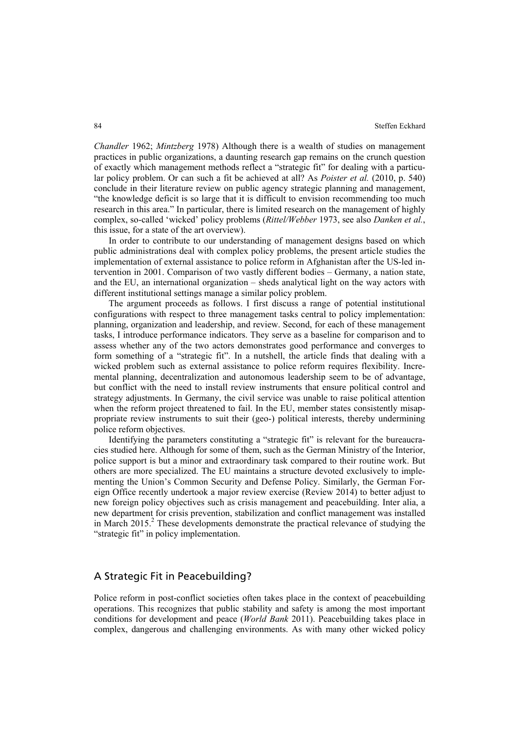*Chandler* 1962; *Mintzberg* 1978) Although there is a wealth of studies on management practices in public organizations, a daunting research gap remains on the crunch question of exactly which management methods reflect a "strategic fit" for dealing with a particular policy problem. Or can such a fit be achieved at all? As *Poister et al.* (2010, p. 540) conclude in their literature review on public agency strategic planning and management, "the knowledge deficit is so large that it is difficult to envision recommending too much research in this area." In particular, there is limited research on the management of highly complex, so-called 'wicked' policy problems (*Rittel/Webber* 1973, see also *Danken et al.*, this issue, for a state of the art overview).

In order to contribute to our understanding of management designs based on which public administrations deal with complex policy problems, the present article studies the implementation of external assistance to police reform in Afghanistan after the US-led intervention in 2001. Comparison of two vastly different bodies – Germany, a nation state, and the EU, an international organization – sheds analytical light on the way actors with different institutional settings manage a similar policy problem.

The argument proceeds as follows. I first discuss a range of potential institutional configurations with respect to three management tasks central to policy implementation: planning, organization and leadership, and review. Second, for each of these management tasks, I introduce performance indicators. They serve as a baseline for comparison and to assess whether any of the two actors demonstrates good performance and converges to form something of a "strategic fit". In a nutshell, the article finds that dealing with a wicked problem such as external assistance to police reform requires flexibility. Incremental planning, decentralization and autonomous leadership seem to be of advantage, but conflict with the need to install review instruments that ensure political control and strategy adjustments. In Germany, the civil service was unable to raise political attention when the reform project threatened to fail. In the EU, member states consistently misappropriate review instruments to suit their (geo-) political interests, thereby undermining police reform objectives.

Identifying the parameters constituting a "strategic fit" is relevant for the bureaucracies studied here. Although for some of them, such as the German Ministry of the Interior, police support is but a minor and extraordinary task compared to their routine work. But others are more specialized. The EU maintains a structure devoted exclusively to implementing the Union's Common Security and Defense Policy. Similarly, the German Foreign Office recently undertook a major review exercise (Review 2014) to better adjust to new foreign policy objectives such as crisis management and peacebuilding. Inter alia, a new department for crisis prevention, stabilization and conflict management was installed in March 2015.[2] These developments demonstrate the practical relevance of studying the "strategic fit" in policy implementation.

## A Strategic Fit in Peacebuilding?

Police reform in post-conflict societies often takes place in the context of peacebuilding operations. This recognizes that public stability and safety is among the most important conditions for development and peace (*World Bank* 2011). Peacebuilding takes place in complex, dangerous and challenging environments. As with many other wicked policy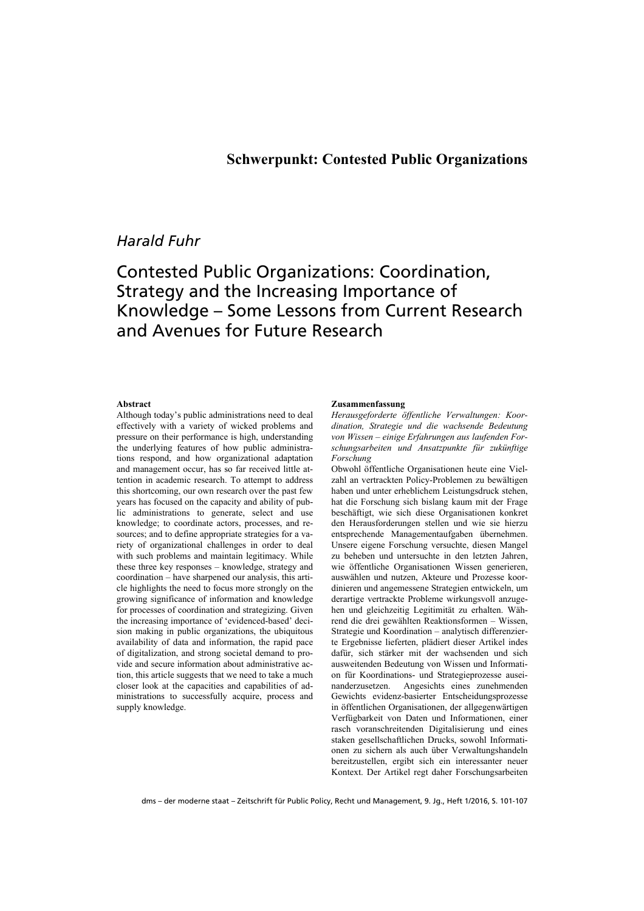**Schwerpunkt: Contested Public Organizations**

*Harald Fuhr*

# Contested Public Organizations: Coordination, Strategy and the Increasing Importance of Knowledge – Some Lessons from Current Research and Avenues for Future Research

**Abstract**

Although today's public administrations need to deal effectively with a variety of wicked problems and pressure on their performance is high, understanding the underlying features of how public administrations respond, and how organizational adaptation and management occur, has so far received little attention in academic research. To attempt to address this shortcoming, our own research over the past few years has focused on the capacity and ability of public administrations to generate, select and use knowledge; to coordinate actors, processes, and resources; and to define appropriate strategies for a variety of organizational challenges in order to deal with such problems and maintain legitimacy. While these three key responses – knowledge, strategy and coordination – have sharpened our analysis, this article highlights the need to focus more strongly on the growing significance of information and knowledge for processes of coordination and strategizing. Given the increasing importance of 'evidenced-based' decision making in public organizations, the ubiquitous availability of data and information, the rapid pace of digitalization, and strong societal demand to provide and secure information about administrative action, this article suggests that we need to take a much closer look at the capacities and capabilities of administrations to successfully acquire, process and supply knowledge.

**Zusammenfassung**

*Herausgeforderte öffentliche Verwaltungen: Koordination, Strategie und die wachsende Bedeutung von Wissen – einige Erfahrungen aus laufenden Forschungsarbeiten und Ansatzpunkte für zukünftige Forschung*

Obwohl öffentliche Organisationen heute eine Vielzahl an vertrackten Policy-Problemen zu bewältigen haben und unter erheblichem Leistungsdruck stehen, hat die Forschung sich bislang kaum mit der Frage beschäftigt, wie sich diese Organisationen konkret den Herausforderungen stellen und wie sie hierzu entsprechende Managementaufgaben übernehmen. Unsere eigene Forschung versuchte, diesen Mangel zu beheben und untersuchte in den letzten Jahren, wie öffentliche Organisationen Wissen generieren, auswählen und nutzen, Akteure und Prozesse koordinieren und angemessene Strategien entwickeln, um derartige vertrackte Probleme wirkungsvoll anzugehen und gleichzeitig Legitimität zu erhalten. Während die drei gewählten Reaktionsformen – Wissen, Strategie und Koordination – analytisch differenzierte Ergebnisse lieferten, plädiert dieser Artikel indes dafür, sich stärker mit der wachsenden und sich ausweitenden Bedeutung von Wissen und Information für Koordinations- und Strategieprozesse auseinanderzusetzen. Angesichts eines zunehmenden Gewichts evidenz-basierter Entscheidungsprozesse in öffentlichen Organisationen, der allgegenwärtigen Verfügbarkeit von Daten und Informationen, einer rasch voranschreitenden Digitalisierung und eines staken gesellschaftlichen Drucks, sowohl Informationen zu sichern als auch über Verwaltungshandeln bereitzustellen, ergibt sich ein interessanter neuer Kontext. Der Artikel regt daher Forschungsarbeiten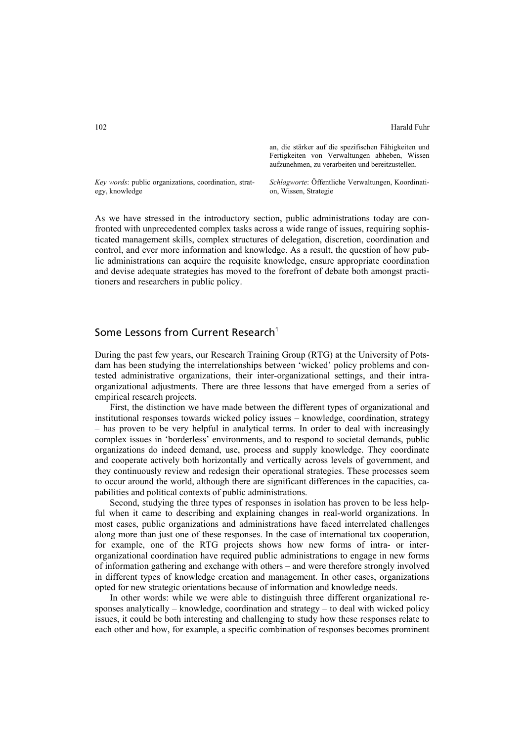an, die stärker auf die spezifischen Fähigkeiten und Fertigkeiten von Verwaltungen abheben, Wissen aufzunehmen, zu verarbeiten und bereitzustellen.

*Key words*: public organizations, coordination, strategy, knowledge

*Schlagworte*: Öffentliche Verwaltungen, Koordination, Wissen, Strategie

As we have stressed in the introductory section, public administrations today are confronted with unprecedented complex tasks across a wide range of issues, requiring sophisticated management skills, complex structures of delegation, discretion, coordination and control, and ever more information and knowledge. As a result, the question of how public administrations can acquire the requisite knowledge, ensure appropriate coordination and devise adequate strategies has moved to the forefront of debate both amongst practitioners and researchers in public policy.

## Some Lessons from Current Research[1]

During the past few years, our Research Training Group (RTG) at the University of Potsdam has been studying the interrelationships between 'wicked' policy problems and contested administrative organizations, their inter-organizational settings, and their intra-organizational adjustments. There are three lessons that have emerged from a series of empirical research projects.

First, the distinction we have made between the different types of organizational and institutional responses towards wicked policy issues – knowledge, coordination, strategy – has proven to be very helpful in analytical terms. In order to deal with increasingly complex issues in 'borderless' environments, and to respond to societal demands, public organizations do indeed demand, use, process and supply knowledge. They coordinate and cooperate actively both horizontally and vertically across levels of government, and they continuously review and redesign their operational strategies. These processes seem to occur around the world, although there are significant differences in the capacities, capabilities and political contexts of public administrations.

Second, studying the three types of responses in isolation has proven to be less helpful when it came to describing and explaining changes in real-world organizations. In most cases, public organizations and administrations have faced interrelated challenges along more than just one of these responses. In the case of international tax cooperation, for example, one of the RTG projects shows how new forms of intra- or inter-organizational coordination have required public administrations to engage in new forms of information gathering and exchange with others – and were therefore strongly involved in different types of knowledge creation and management. In other cases, organizations opted for new strategic orientations because of information and knowledge needs.

In other words: while we were able to distinguish three different organizational responses analytically – knowledge, coordination and strategy – to deal with wicked policy issues, it could be both interesting and challenging to study how these responses relate to each other and how, for example, a specific combination of responses becomes prominent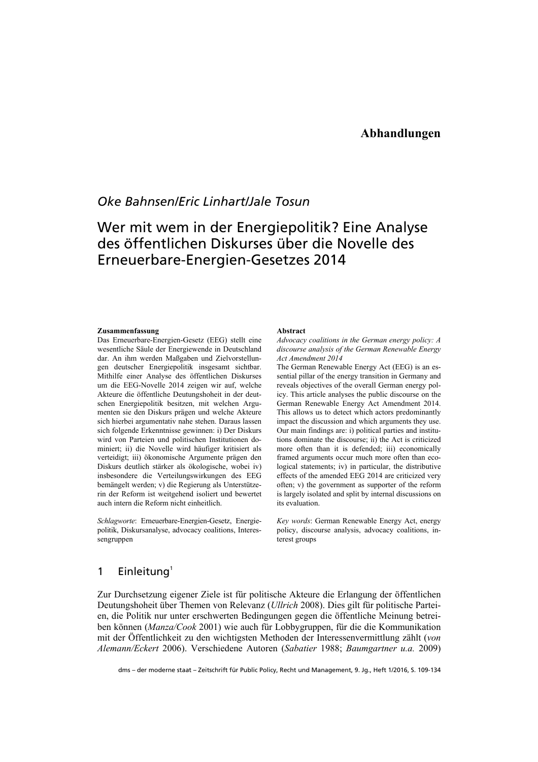## Abhandlungen

*Oke Bahnsen/Eric Linhart/Jale Tosun*

# Wer mit wem in der Energiepolitik? Eine Analyse des öffentlichen Diskurses über die Novelle des Erneuerbare-Energien-Gesetzes 2014

**Zusammenfassung**

Das Erneuerbare-Energien-Gesetz (EEG) stellt eine wesentliche Säule der Energiewende in Deutschland dar. An ihm werden Maßgaben und Zielvorstellungen deutscher Energiepolitik insgesamt sichtbar. Mithilfe einer Analyse des öffentlichen Diskurses um die EEG-Novelle 2014 zeigen wir auf, welche Akteure die öffentliche Deutungshoheit in der deutschen Energiepolitik besitzen, mit welchen Argumenten sie den Diskurs prägen und welche Akteure sich hierbei argumentativ nahe stehen. Daraus lassen sich folgende Erkenntnisse gewinnen: i) Der Diskurs wird von Parteien und politischen Institutionen dominiert; ii) die Novelle wird häufiger kritisiert als verteidigt; iii) ökonomische Argumente prägen den Diskurs deutlich stärker als ökologische, wobei iv) insbesondere die Verteilungswirkungen des EEG bemängelt werden; v) die Regierung als Unterstützerin der Reform ist weitgehend isoliert und bewertet auch intern die Reform nicht einheitlich.

*Schlagworte*: Erneuerbare-Energien-Gesetz, Energiepolitik, Diskursanalyse, advocacy coalitions, Interessengruppen

**Abstract**

*Advocacy coalitions in the German energy policy: A discourse analysis of the German Renewable Energy Act Amendment 2014*

The German Renewable Energy Act (EEG) is an essential pillar of the energy transition in Germany and reveals objectives of the overall German energy policy. This article analyses the public discourse on the German Renewable Energy Act Amendment 2014. This allows us to detect which actors predominantly impact the discussion and which arguments they use. Our main findings are: i) political parties and institutions dominate the discourse; ii) the Act is criticized more often than it is defended; iii) economically framed arguments occur much more often than ecological statements; iv) in particular, the distributive effects of the amended EEG 2014 are criticized very often; v) the government as supporter of the reform is largely isolated and split by internal discussions on its evaluation.

*Key words*: German Renewable Energy Act, energy policy, discourse analysis, advocacy coalitions, interest groups

## 1 Einleitung[1]

Zur Durchsetzung eigener Ziele ist für politische Akteure die Erlangung der öffentlichen Deutungshoheit über Themen von Relevanz (*Ullrich* 2008). Dies gilt für politische Parteien, die Politik nur unter erschwerten Bedingungen gegen die öffentliche Meinung betreiben können (*Manza/Cook* 2001) wie auch für Lobbygruppen, für die die Kommunikation mit der Öffentlichkeit zu den wichtigsten Methoden der Interessenvermittlung zählt (*von Alemann/Eckert* 2006). Verschiedene Autoren (*Sabatier* 1988; *Baumgartner u.a.* 2009)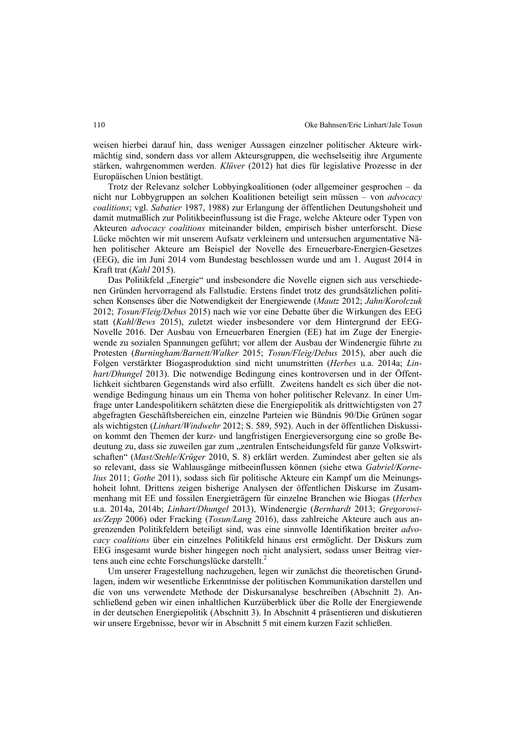weisen hierbei darauf hin, dass weniger Aussagen einzelner politischer Akteure wirkmächtig sind, sondern dass vor allem Akteursgruppen, die wechselseitig ihre Argumente stärken, wahrgenommen werden. *Klüver* (2012) hat dies für legislative Prozesse in der Europäischen Union bestätigt.

Trotz der Relevanz solcher Lobbyingkoalitionen (oder allgemeiner gesprochen – da nicht nur Lobbygruppen an solchen Koalitionen beteiligt sein müssen – von *advocacy coalitions*; vgl. *Sabatier* 1987, 1988) zur Erlangung der öffentlichen Deutungshoheit und damit mutmaßlich zur Politikbeeinflussung ist die Frage, welche Akteure oder Typen von Akteuren *advocacy coalitions* miteinander bilden, empirisch bisher unterforscht. Diese Lücke möchten wir mit unserem Aufsatz verkleinern und untersuchen argumentative Nähen politischer Akteure am Beispiel der Novelle des Erneuerbare-Energien-Gesetzes (EEG), die im Juni 2014 vom Bundestag beschlossen wurde und am 1. August 2014 in Kraft trat (*Kahl* 2015).

Das Politikfeld „Energie" und insbesondere die Novelle eignen sich aus verschiedenen Gründen hervorragend als Fallstudie. Erstens findet trotz des grundsätzlichen politischen Konsenses über die Notwendigkeit der Energiewende (*Mautz* 2012; *Jahn/Korolczuk* 2012; *Tosun/Fleig/Debus* 2015) nach wie vor eine Debatte über die Wirkungen des EEG statt (*Kahl/Bews* 2015), zuletzt wieder insbesondere vor dem Hintergrund der EEG-Novelle 2016. Der Ausbau von Erneuerbaren Energien (EE) hat im Zuge der Energiewende zu sozialen Spannungen geführt; vor allem der Ausbau der Windenergie führte zu Protesten (*Burningham/Barnett/Walker* 2015; *Tosun/Fleig/Debus* 2015), aber auch die Folgen verstärkter Biogasproduktion sind nicht unumstritten (*Herbes* u.a. 2014a; *Linhart/Dhungel* 2013). Die notwendige Bedingung eines kontroversen und in der Öffentlichkeit sichtbaren Gegenstands wird also erfüllt. Zweitens handelt es sich über die notwendige Bedingung hinaus um ein Thema von hoher politischer Relevanz. In einer Umfrage unter Landespolitikern schätzten diese die Energiepolitik als drittwichtigsten von 27 abgefragten Geschäftsbereichen ein, einzelne Parteien wie Bündnis 90/Die Grünen sogar als wichtigsten (*Linhart/Windwehr* 2012; S. 589, 592). Auch in der öffentlichen Diskussion kommt den Themen der kurz- und langfristigen Energieversorgung eine so große Bedeutung zu, dass sie zuweilen gar zum „zentralen Entscheidungsfeld für ganze Volkswirtschaften" (*Mast/Stehle/Krüger* 2010, S. 8) erklärt werden. Zumindest aber gelten sie als so relevant, dass sie Wahlausgänge mitbeeinflussen können (siehe etwa *Gabriel/Kornelius* 2011; *Gothe* 2011), sodass sich für politische Akteure ein Kampf um die Meinungshoheit lohnt. Drittens zeigen bisherige Analysen der öffentlichen Diskurse im Zusammenhang mit EE und fossilen Energieträgern für einzelne Branchen wie Biogas (*Herbes* u.a. 2014a, 2014b; *Linhart/Dhungel* 2013), Windenergie (*Bernhardt* 2013; *Gregorowius/Zepp* 2006) oder Fracking (*Tosun/Lang* 2016), dass zahlreiche Akteure auch aus angrenzenden Politikfeldern beteiligt sind, was eine sinnvolle Identifikation breiter *advocacy coalitions* über ein einzelnes Politikfeld hinaus erst ermöglicht. Der Diskurs zum EEG insgesamt wurde bisher hingegen noch nicht analysiert, sodass unser Beitrag viertens auch eine echte Forschungslücke darstellt.[2]

Um unserer Fragestellung nachzugehen, legen wir zunächst die theoretischen Grundlagen, indem wir wesentliche Erkenntnisse der politischen Kommunikation darstellen und die von uns verwendete Methode der Diskursanalyse beschreiben (Abschnitt 2). Anschließend geben wir einen inhaltlichen Kurzüberblick über die Rolle der Energiewende in der deutschen Energiepolitik (Abschnitt 3). In Abschnitt 4 präsentieren und diskutieren wir unsere Ergebnisse, bevor wir in Abschnitt 5 mit einem kurzen Fazit schließen.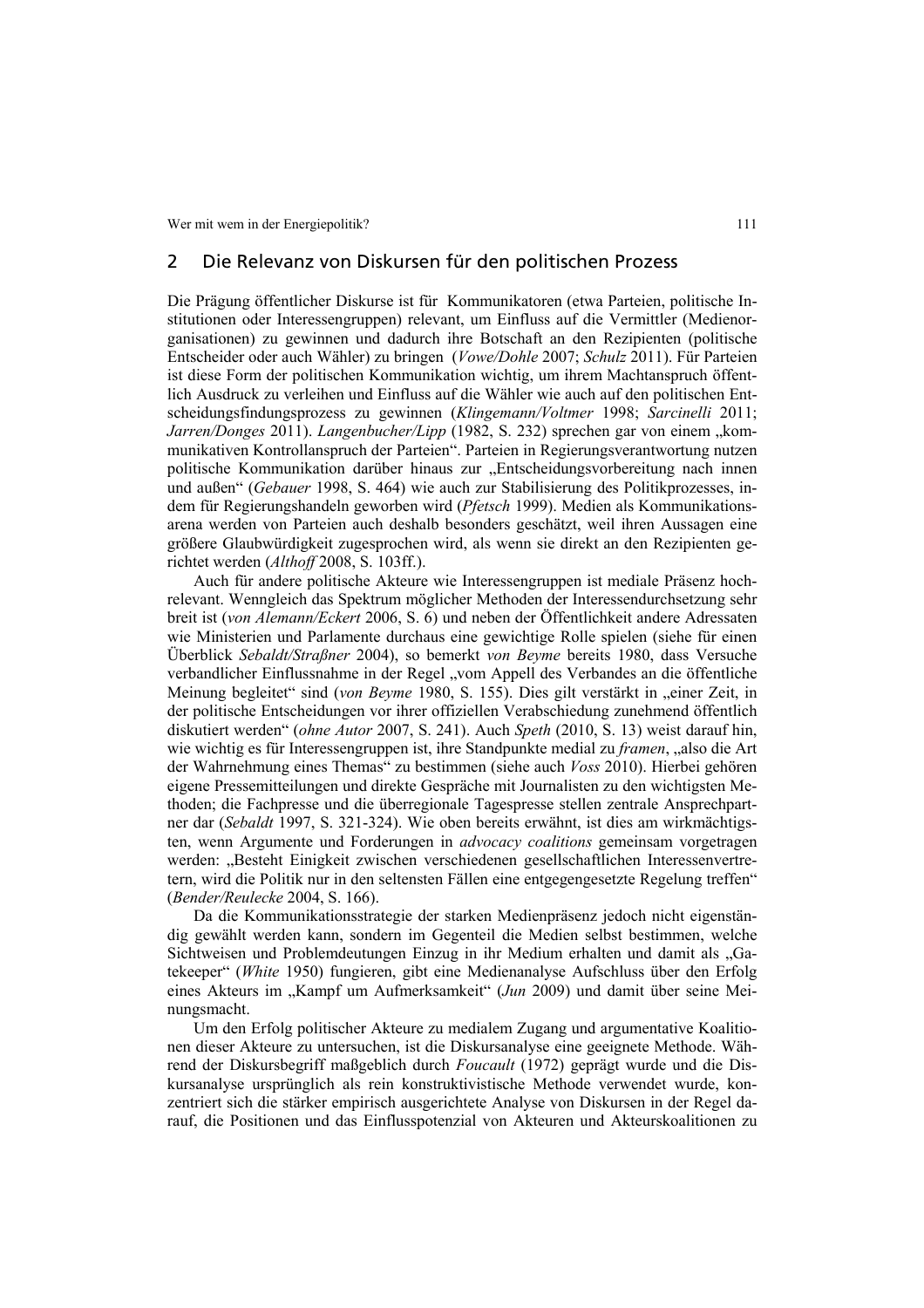## 2 Die Relevanz von Diskursen für den politischen Prozess

Die Prägung öffentlicher Diskurse ist für Kommunikatoren (etwa Parteien, politische Institutionen oder Interessengruppen) relevant, um Einfluss auf die Vermittler (Medienorganisationen) zu gewinnen und dadurch ihre Botschaft an den Rezipienten (politische Entscheider oder auch Wähler) zu bringen (*Vowe/Dohle* 2007; *Schulz* 2011). Für Parteien ist diese Form der politischen Kommunikation wichtig, um ihrem Machtanspruch öffentlich Ausdruck zu verleihen und Einfluss auf die Wähler wie auch auf den politischen Entscheidungsfindungsprozess zu gewinnen (*Klingemann/Voltmer* 1998; *Sarcinelli* 2011; *Jarren/Donges* 2011). *Langenbucher/Lipp* (1982, S. 232) sprechen gar von einem „kommunikativen Kontrollanspruch der Parteien". Parteien in Regierungsverantwortung nutzen politische Kommunikation darüber hinaus zur „Entscheidungsvorbereitung nach innen und außen" (*Gebauer* 1998, S. 464) wie auch zur Stabilisierung des Politikprozesses, indem für Regierungshandeln geworben wird (*Pfetsch* 1999). Medien als Kommunikationsarena werden von Parteien auch deshalb besonders geschätzt, weil ihren Aussagen eine größere Glaubwürdigkeit zugesprochen wird, als wenn sie direkt an den Rezipienten gerichtet werden (*Althoff* 2008, S. 103ff.).

Auch für andere politische Akteure wie Interessengruppen ist mediale Präsenz hochrelevant. Wenngleich das Spektrum möglicher Methoden der Interessendurchsetzung sehr breit ist (*von Alemann/Eckert* 2006, S. 6) und neben der Öffentlichkeit andere Adressaten wie Ministerien und Parlamente durchaus eine gewichtige Rolle spielen (siehe für einen Überblick *Sebaldt/Straßner* 2004), so bemerkt *von Beyme* bereits 1980, dass Versuche verbandlicher Einflussnahme in der Regel „vom Appell des Verbandes an die öffentliche Meinung begleitet" sind (*von Beyme* 1980, S. 155). Dies gilt verstärkt in „einer Zeit, in der politische Entscheidungen vor ihrer offiziellen Verabschiedung zunehmend öffentlich diskutiert werden" (*ohne Autor* 2007, S. 241). Auch *Speth* (2010, S. 13) weist darauf hin, wie wichtig es für Interessengruppen ist, ihre Standpunkte medial zu *framen*, „also die Art der Wahrnehmung eines Themas" zu bestimmen (siehe auch *Voss* 2010). Hierbei gehören eigene Pressemitteilungen und direkte Gespräche mit Journalisten zu den wichtigsten Methoden; die Fachpresse und die überregionale Tagespresse stellen zentrale Ansprechpartner dar (*Sebaldt* 1997, S. 321-324). Wie oben bereits erwähnt, ist dies am wirkmächtigsten, wenn Argumente und Forderungen in *advocacy coalitions* gemeinsam vorgetragen werden: „Besteht Einigkeit zwischen verschiedenen gesellschaftlichen Interessenvertretern, wird die Politik nur in den seltensten Fällen eine entgegengesetzte Regelung treffen" (*Bender/Reulecke* 2004, S. 166).

Da die Kommunikationsstrategie der starken Medienpräsenz jedoch nicht eigenständig gewählt werden kann, sondern im Gegenteil die Medien selbst bestimmen, welche Sichtweisen und Problemdeutungen Einzug in ihr Medium erhalten und damit als „Gatekeeper" (*White* 1950) fungieren, gibt eine Medienanalyse Aufschluss über den Erfolg eines Akteurs im „Kampf um Aufmerksamkeit" (*Jun* 2009) und damit über seine Meinungsmacht.

Um den Erfolg politischer Akteure zu medialem Zugang und argumentative Koalitionen dieser Akteure zu untersuchen, ist die Diskursanalyse eine geeignete Methode. Während der Diskursbegriff maßgeblich durch *Foucault* (1972) geprägt wurde und die Diskursanalyse ursprünglich als rein konstruktivistische Methode verwendet wurde, konzentriert sich die stärker empirisch ausgerichtete Analyse von Diskursen in der Regel darauf, die Positionen und das Einflusspotenzial von Akteuren und Akteurskoalitionen zu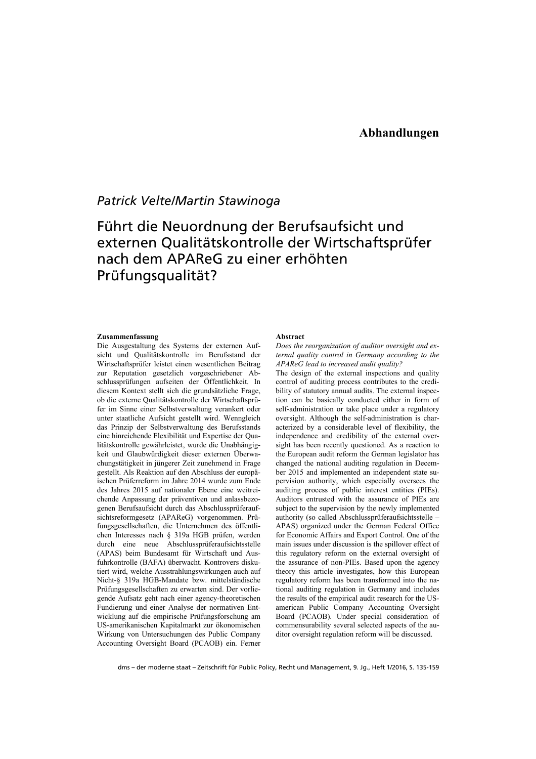# Abhandlungen

*Patrick Velte/Martin Stawinoga*

## Führt die Neuordnung der Berufsaufsicht und externen Qualitätskontrolle der Wirtschaftsprüfer nach dem APAReG zu einer erhöhten Prüfungsqualität?

**Zusammenfassung**

Die Ausgestaltung des Systems der externen Aufsicht und Qualitätskontrolle im Berufsstand der Wirtschaftsprüfer leistet einen wesentlichen Beitrag zur Reputation gesetzlich vorgeschriebener Abschlussprüfungen aufseiten der Öffentlichkeit. In diesem Kontext stellt sich die grundsätzliche Frage, ob die externe Qualitätskontrolle der Wirtschaftsprüfer im Sinne einer Selbstverwaltung verankert oder unter staatliche Aufsicht gestellt wird. Wenngleich das Prinzip der Selbstverwaltung des Berufsstands eine hinreichende Flexibilität und Expertise der Qualitätskontrolle gewährleistet, wurde die Unabhängigkeit und Glaubwürdigkeit dieser externen Überwachungstätigkeit in jüngerer Zeit zunehmend in Frage gestellt. Als Reaktion auf den Abschluss der europäischen Prüferreform im Jahre 2014 wurde zum Ende des Jahres 2015 auf nationaler Ebene eine weitreichende Anpassung der präventiven und anlassbezogenen Berufsaufsicht durch das Abschlussprüferaufsichtsreformgesetz (APAReG) vorgenommen. Prüfungsgesellschaften, die Unternehmen des öffentlichen Interesses nach § 319a HGB prüfen, werden durch eine neue Abschlussprüferaufsichtsstelle (APAS) beim Bundesamt für Wirtschaft und Ausfuhrkontrolle (BAFA) überwacht. Kontrovers diskutiert wird, welche Ausstrahlungswirkungen auch auf Nicht-§ 319a HGB-Mandate bzw. mittelständische Prüfungsgesellschaften zu erwarten sind. Der vorliegende Aufsatz geht nach einer agency-theoretischen Fundierung und einer Analyse der normativen Entwicklung auf die empirische Prüfungsforschung am US-amerikanischen Kapitalmarkt zur ökonomischen Wirkung von Untersuchungen des Public Company Accounting Oversight Board (PCAOB) ein. Ferner

**Abstract**

*Does the reorganization of auditor oversight and external quality control in Germany according to the APAReG lead to increased audit quality?*

The design of the external inspections and quality control of auditing process contributes to the credibility of statutory annual audits. The external inspection can be basically conducted either in form of self-administration or take place under a regulatory oversight. Although the self-administration is characterized by a considerable level of flexibility, the independence and credibility of the external oversight has been recently questioned. As a reaction to the European audit reform the German legislator has changed the national auditing regulation in December 2015 and implemented an independent state supervision authority, which especially oversees the auditing process of public interest entities (PIEs). Auditors entrusted with the assurance of PIEs are subject to the supervision by the newly implemented authority (so called Abschlussprüferaufsichtsstelle – APAS) organized under the German Federal Office for Economic Affairs and Export Control. One of the main issues under discussion is the spillover effect of this regulatory reform on the external oversight of the assurance of non-PIEs. Based upon the agency theory this article investigates, how this European regulatory reform has been transformed into the national auditing regulation in Germany and includes the results of the empirical audit research for the US-american Public Company Accounting Oversight Board (PCAOB). Under special consideration of commensurability several selected aspects of the auditor oversight regulation reform will be discussed.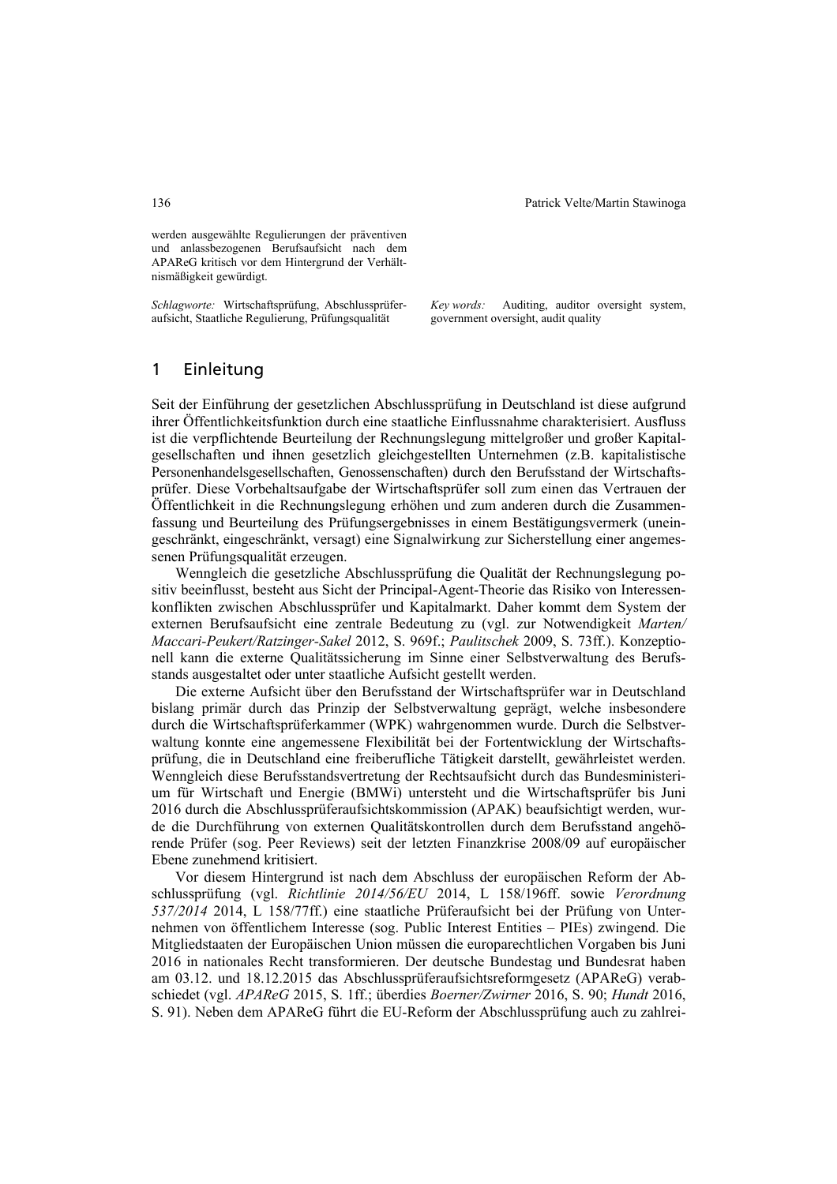werden ausgewählte Regulierungen der präventiven und anlassbezogenen Berufsaufsicht nach dem APAReG kritisch vor dem Hintergrund der Verhältnismäßigkeit gewürdigt.

*Schlagworte:* Wirtschaftsprüfung, Abschlussprüferaufsicht, Staatliche Regulierung, Prüfungsqualität

*Key words:* Auditing, auditor oversight system, government oversight, audit quality

## 1 Einleitung

Seit der Einführung der gesetzlichen Abschlussprüfung in Deutschland ist diese aufgrund ihrer Öffentlichkeitsfunktion durch eine staatliche Einflussnahme charakterisiert. Ausfluss ist die verpflichtende Beurteilung der Rechnungslegung mittelgroßer und großer Kapitalgesellschaften und ihnen gesetzlich gleichgestellten Unternehmen (z.B. kapitalistische Personenhandelsgesellschaften, Genossenschaften) durch den Berufsstand der Wirtschaftsprüfer. Diese Vorbehaltsaufgabe der Wirtschaftsprüfer soll zum einen das Vertrauen der Öffentlichkeit in die Rechnungslegung erhöhen und zum anderen durch die Zusammenfassung und Beurteilung des Prüfungsergebnisses in einem Bestätigungsvermerk (uneingeschränkt, eingeschränkt, versagt) eine Signalwirkung zur Sicherstellung einer angemessenen Prüfungsqualität erzeugen.

Wenngleich die gesetzliche Abschlussprüfung die Qualität der Rechnungslegung positiv beeinflusst, besteht aus Sicht der Principal-Agent-Theorie das Risiko von Interessenkonflikten zwischen Abschlussprüfer und Kapitalmarkt. Daher kommt dem System der externen Berufsaufsicht eine zentrale Bedeutung zu (vgl. zur Notwendigkeit *Marten/Maccari-Peukert/Ratzinger-Sakel* 2012, S. 969f.; *Paulitschek* 2009, S. 73ff.). Konzeptionell kann die externe Qualitätssicherung im Sinne einer Selbstverwaltung des Berufsstands ausgestaltet oder unter staatliche Aufsicht gestellt werden.

Die externe Aufsicht über den Berufsstand der Wirtschaftsprüfer war in Deutschland bislang primär durch das Prinzip der Selbstverwaltung geprägt, welche insbesondere durch die Wirtschaftsprüferkammer (WPK) wahrgenommen wurde. Durch die Selbstverwaltung konnte eine angemessene Flexibilität bei der Fortentwicklung der Wirtschaftsprüfung, die in Deutschland eine freiberufliche Tätigkeit darstellt, gewährleistet werden. Wenngleich diese Berufsstandsvertretung der Rechtsaufsicht durch das Bundesministerium für Wirtschaft und Energie (BMWi) untersteht und die Wirtschaftsprüfer bis Juni 2016 durch die Abschlussprüferaufsichtskommission (APAK) beaufsichtigt werden, wurde die Durchführung von externen Qualitätskontrollen durch dem Berufsstand angehörende Prüfer (sog. Peer Reviews) seit der letzten Finanzkrise 2008/09 auf europäischer Ebene zunehmend kritisiert.

Vor diesem Hintergrund ist nach dem Abschluss der europäischen Reform der Abschlussprüfung (vgl. *Richtlinie 2014/56/EU* 2014, L 158/196ff. sowie *Verordnung 537/2014* 2014, L 158/77ff.) eine staatliche Prüferaufsicht bei der Prüfung von Unternehmen von öffentlichem Interesse (sog. Public Interest Entities – PIEs) zwingend. Die Mitgliedstaaten der Europäischen Union müssen die europarechtlichen Vorgaben bis Juni 2016 in nationales Recht transformieren. Der deutsche Bundestag und Bundesrat haben am 03.12. und 18.12.2015 das Abschlussprüferaufsichtsreformgesetz (APAReG) verabschiedet (vgl. *APAReG* 2015, S. 1ff.; überdies *Boerner/Zwirner* 2016, S. 90; *Hundt* 2016, S. 91). Neben dem APAReG führt die EU-Reform der Abschlussprüfung auch zu zahlrei-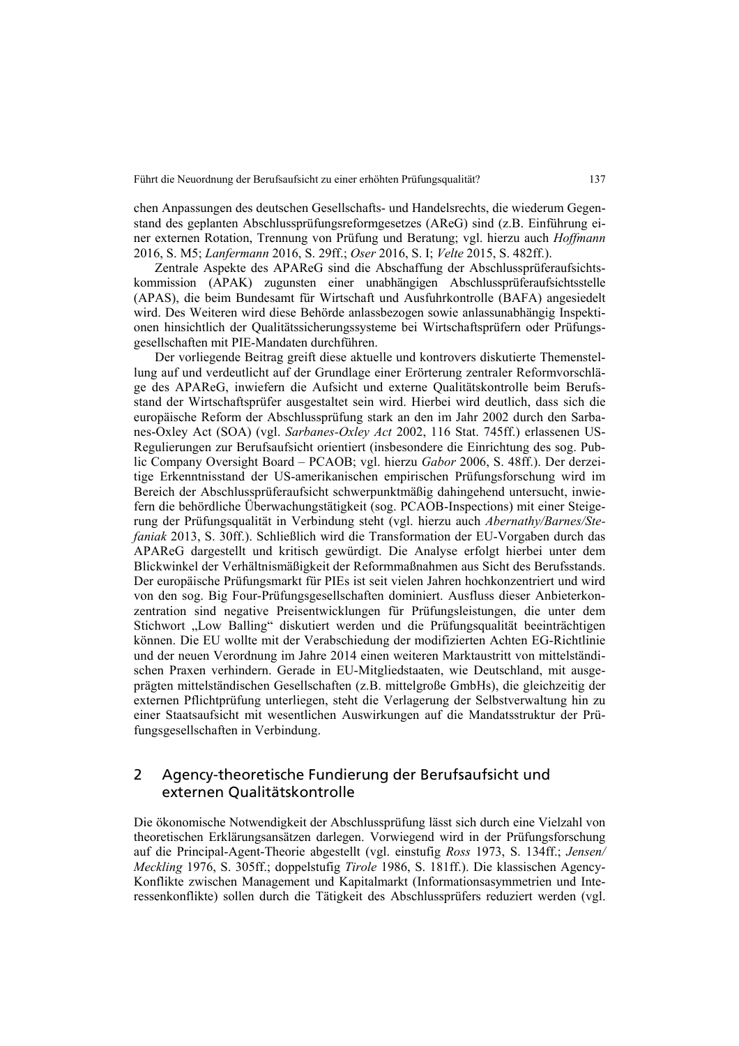chen Anpassungen des deutschen Gesellschafts- und Handelsrechts, die wiederum Gegenstand des geplanten Abschlussprüfungsreformgesetzes (AReG) sind (z.B. Einführung einer externen Rotation, Trennung von Prüfung und Beratung; vgl. hierzu auch *Hoffmann* 2016, S. M5; *Lanfermann* 2016, S. 29ff.; *Oser* 2016, S. I; *Velte* 2015, S. 482ff.).

Zentrale Aspekte des APAReG sind die Abschaffung der Abschlussprüferaufsichtskommission (APAK) zugunsten einer unabhängigen Abschlussprüferaufsichtsstelle (APAS), die beim Bundesamt für Wirtschaft und Ausfuhrkontrolle (BAFA) angesiedelt wird. Des Weiteren wird diese Behörde anlassbezogen sowie anlassunabhängig Inspektionen hinsichtlich der Qualitätssicherungssysteme bei Wirtschaftsprüfern oder Prüfungsgesellschaften mit PIE-Mandaten durchführen.

Der vorliegende Beitrag greift diese aktuelle und kontrovers diskutierte Themenstellung auf und verdeutlicht auf der Grundlage einer Erörterung zentraler Reformvorschläge des APAReG, inwiefern die Aufsicht und externe Qualitätskontrolle beim Berufsstand der Wirtschaftsprüfer ausgestaltet sein wird. Hierbei wird deutlich, dass sich die europäische Reform der Abschlussprüfung stark an den im Jahr 2002 durch den Sarbanes-Oxley Act (SOA) (vgl. *Sarbanes-Oxley Act* 2002, 116 Stat. 745ff.) erlassenen US-Regulierungen zur Berufsaufsicht orientiert (insbesondere die Einrichtung des sog. Public Company Oversight Board – PCAOB; vgl. hierzu *Gabor* 2006, S. 48ff.). Der derzeitige Erkenntnisstand der US-amerikanischen empirischen Prüfungsforschung wird im Bereich der Abschlussprüferaufsicht schwerpunktmäßig dahingehend untersucht, inwiefern die behördliche Überwachungstätigkeit (sog. PCAOB-Inspections) mit einer Steigerung der Prüfungsqualität in Verbindung steht (vgl. hierzu auch *Abernathy/Barnes/Stefaniak* 2013, S. 30ff.). Schließlich wird die Transformation der EU-Vorgaben durch das APAReG dargestellt und kritisch gewürdigt. Die Analyse erfolgt hierbei unter dem Blickwinkel der Verhältnismäßigkeit der Reformmaßnahmen aus Sicht des Berufsstands. Der europäische Prüfungsmarkt für PIEs ist seit vielen Jahren hochkonzentriert und wird von den sog. Big Four-Prüfungsgesellschaften dominiert. Ausfluss dieser Anbieterkonzentration sind negative Preisentwicklungen für Prüfungsleistungen, die unter dem Stichwort „Low Balling" diskutiert werden und die Prüfungsqualität beeinträchtigen können. Die EU wollte mit der Verabschiedung der modifizierten Achten EG-Richtlinie und der neuen Verordnung im Jahre 2014 einen weiteren Marktaustritt von mittelständischen Praxen verhindern. Gerade in EU-Mitgliedstaaten, wie Deutschland, mit ausgeprägten mittelständischen Gesellschaften (z.B. mittelgroße GmbHs), die gleichzeitig der externen Pflichtprüfung unterliegen, steht die Verlagerung der Selbstverwaltung hin zu einer Staatsaufsicht mit wesentlichen Auswirkungen auf die Mandatsstruktur der Prüfungsgesellschaften in Verbindung.

## 2 Agency-theoretische Fundierung der Berufsaufsicht und externen Qualitätskontrolle

Die ökonomische Notwendigkeit der Abschlussprüfung lässt sich durch eine Vielzahl von theoretischen Erklärungsansätzen darlegen. Vorwiegend wird in der Prüfungsforschung auf die Principal-Agent-Theorie abgestellt (vgl. einstufig *Ross* 1973, S. 134ff.; *Jensen/Meckling* 1976, S. 305ff.; doppelstufig *Tirole* 1986, S. 181ff.). Die klassischen Agency-Konflikte zwischen Management und Kapitalmarkt (Informationsasymmetrien und Interessenkonflikte) sollen durch die Tätigkeit des Abschlussprüfers reduziert werden (vgl.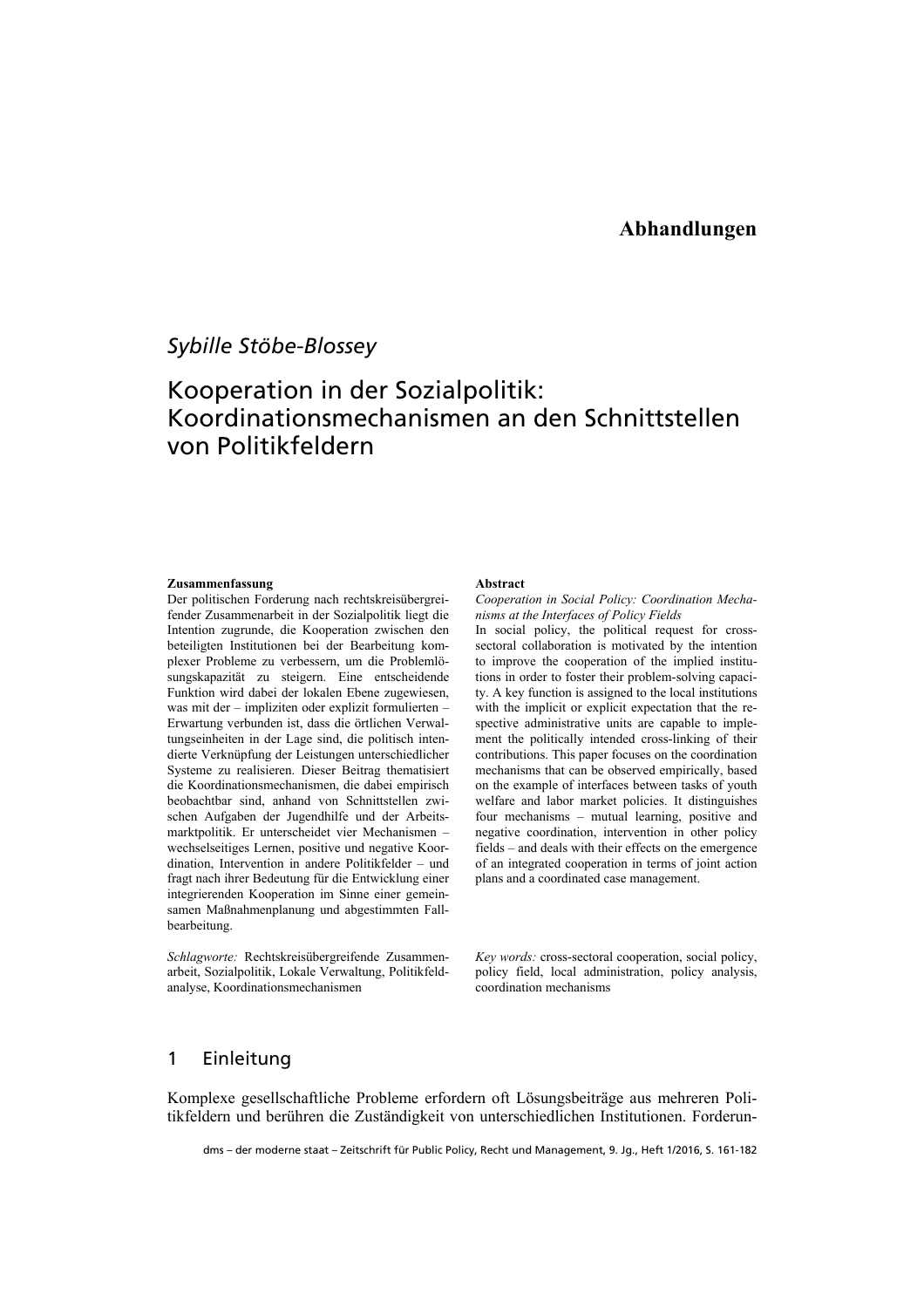# Abhandlungen

*Sybille Stöbe-Blossey*

# Kooperation in der Sozialpolitik: Koordinationsmechanismen an den Schnittstellen von Politikfeldern

**Zusammenfassung**

Der politischen Forderung nach rechtskreisübergreifender Zusammenarbeit in der Sozialpolitik liegt die Intention zugrunde, die Kooperation zwischen den beteiligten Institutionen bei der Bearbeitung komplexer Probleme zu verbessern, um die Problemlösungskapazität zu steigern. Eine entscheidende Funktion wird dabei der lokalen Ebene zugewiesen, was mit der – impliziten oder explizit formulierten – Erwartung verbunden ist, dass die örtlichen Verwaltungseinheiten in der Lage sind, die politisch intendierte Verknüpfung der Leistungen unterschiedlicher Systeme zu realisieren. Dieser Beitrag thematisiert die Koordinationsmechanismen, die dabei empirisch beobachtbar sind, anhand von Schnittstellen zwischen Aufgaben der Jugendhilfe und der Arbeitsmarktpolitik. Er unterscheidet vier Mechanismen – wechselseitiges Lernen, positive und negative Koordination, Intervention in andere Politikfelder – und fragt nach ihrer Bedeutung für die Entwicklung einer integrierenden Kooperation im Sinne einer gemeinsamen Maßnahmenplanung und abgestimmten Fallbearbeitung.

*Schlagworte:* Rechtskreisübergreifende Zusammenarbeit, Sozialpolitik, Lokale Verwaltung, Politikfeldanalyse, Koordinationsmechanismen

**Abstract**

*Cooperation in Social Policy: Coordination Mechanisms at the Interfaces of Policy Fields*

In social policy, the political request for cross-sectoral collaboration is motivated by the intention to improve the cooperation of the implied institutions in order to foster their problem-solving capacity. A key function is assigned to the local institutions with the implicit or explicit expectation that the respective administrative units are capable to implement the politically intended cross-linking of their contributions. This paper focuses on the coordination mechanisms that can be observed empirically, based on the example of interfaces between tasks of youth welfare and labor market policies. It distinguishes four mechanisms – mutual learning, positive and negative coordination, intervention in other policy fields – and deals with their effects on the emergence of an integrated cooperation in terms of joint action plans and a coordinated case management.

*Key words:* cross-sectoral cooperation, social policy, policy field, local administration, policy analysis, coordination mechanisms

## 1 Einleitung

Komplexe gesellschaftliche Probleme erfordern oft Lösungsbeiträge aus mehreren Politikfeldern und berühren die Zuständigkeit von unterschiedlichen Institutionen. Forderun-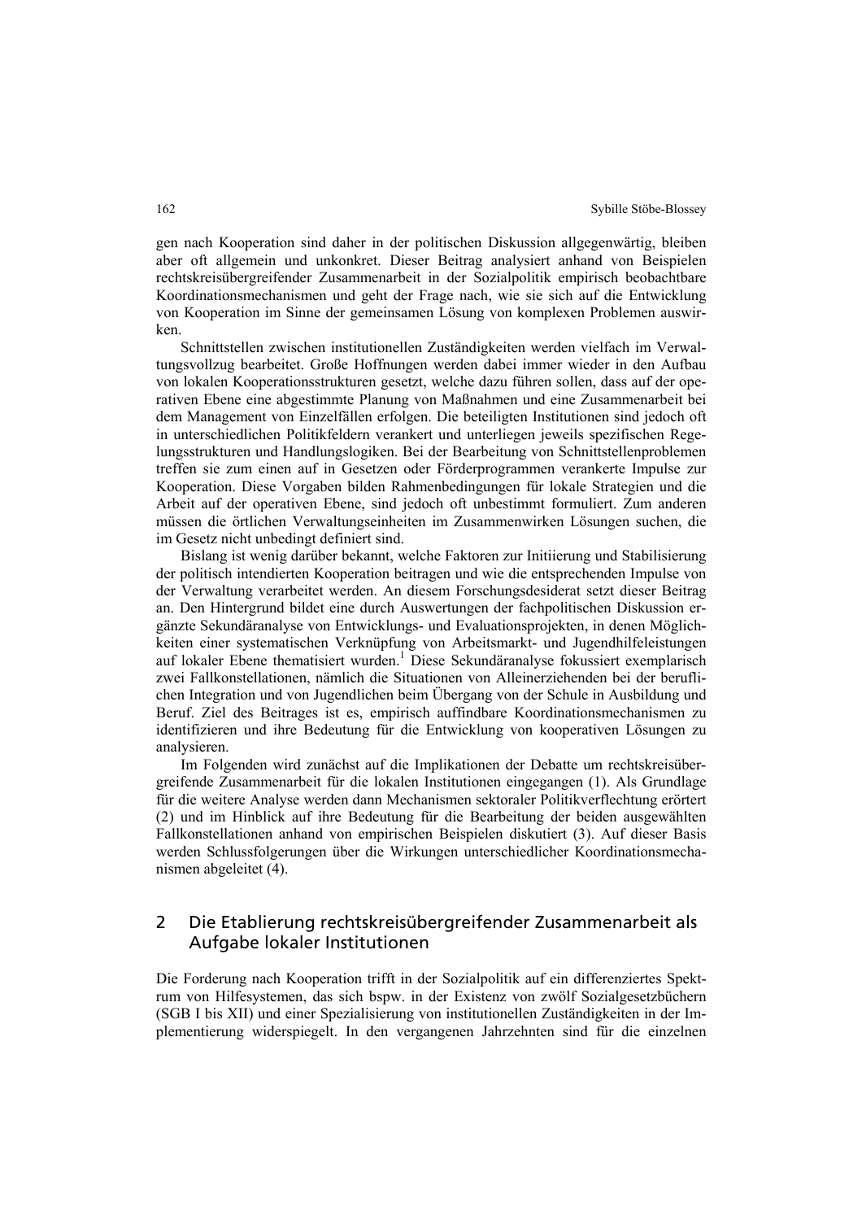gen nach Kooperation sind daher in der politischen Diskussion allgegenwärtig, bleiben aber oft allgemein und unkonkret. Dieser Beitrag analysiert anhand von Beispielen rechtskreisübergreifender Zusammenarbeit in der Sozialpolitik empirisch beobachtbare Koordinationsmechanismen und geht der Frage nach, wie sie sich auf die Entwicklung von Kooperation im Sinne der gemeinsamen Lösung von komplexen Problemen auswirken.

Schnittstellen zwischen institutionellen Zuständigkeiten werden vielfach im Verwaltungsvollzug bearbeitet. Große Hoffnungen werden dabei immer wieder in den Aufbau von lokalen Kooperationsstrukturen gesetzt, welche dazu führen sollen, dass auf der operativen Ebene eine abgestimmte Planung von Maßnahmen und eine Zusammenarbeit bei dem Management von Einzelfällen erfolgen. Die beteiligten Institutionen sind jedoch oft in unterschiedlichen Politikfeldern verankert und unterliegen jeweils spezifischen Regelungsstrukturen und Handlungslogiken. Bei der Bearbeitung von Schnittstellenproblemen treffen sie zum einen auf in Gesetzen oder Förderprogrammen verankerte Impulse zur Kooperation. Diese Vorgaben bilden Rahmenbedingungen für lokale Strategien und die Arbeit auf der operativen Ebene, sind jedoch oft unbestimmt formuliert. Zum anderen müssen die örtlichen Verwaltungseinheiten im Zusammenwirken Lösungen suchen, die im Gesetz nicht unbedingt definiert sind.

Bislang ist wenig darüber bekannt, welche Faktoren zur Initiierung und Stabilisierung der politisch intendierten Kooperation beitragen und wie die entsprechenden Impulse von der Verwaltung verarbeitet werden. An diesem Forschungsdesiderat setzt dieser Beitrag an. Den Hintergrund bildet eine durch Auswertungen der fachpolitischen Diskussion ergänzte Sekundäranalyse von Entwicklungs- und Evaluationsprojekten, in denen Möglichkeiten einer systematischen Verknüpfung von Arbeitsmarkt- und Jugendhilfeleistungen auf lokaler Ebene thematisiert wurden.[1] Diese Sekundäranalyse fokussiert exemplarisch zwei Fallkonstellationen, nämlich die Situationen von Alleinerziehenden bei der beruflichen Integration und von Jugendlichen beim Übergang von der Schule in Ausbildung und Beruf. Ziel des Beitrages ist es, empirisch auffindbare Koordinationsmechanismen zu identifizieren und ihre Bedeutung für die Entwicklung von kooperativen Lösungen zu analysieren.

Im Folgenden wird zunächst auf die Implikationen der Debatte um rechtskreisübergreifende Zusammenarbeit für die lokalen Institutionen eingegangen (1). Als Grundlage für die weitere Analyse werden dann Mechanismen sektoraler Politikverflechtung erörtert (2) und im Hinblick auf ihre Bedeutung für die Bearbeitung der beiden ausgewählten Fallkonstellationen anhand von empirischen Beispielen diskutiert (3). Auf dieser Basis werden Schlussfolgerungen über die Wirkungen unterschiedlicher Koordinationsmechanismen abgeleitet (4).

## 2 Die Etablierung rechtskreisübergreifender Zusammenarbeit als Aufgabe lokaler Institutionen

Die Forderung nach Kooperation trifft in der Sozialpolitik auf ein differenziertes Spektrum von Hilfesystemen, das sich bspw. in der Existenz von zwölf Sozialgesetzbüchern (SGB I bis XII) und einer Spezialisierung von institutionellen Zuständigkeiten in der Implementierung widerspiegelt. In den vergangenen Jahrzehnten sind für die einzelnen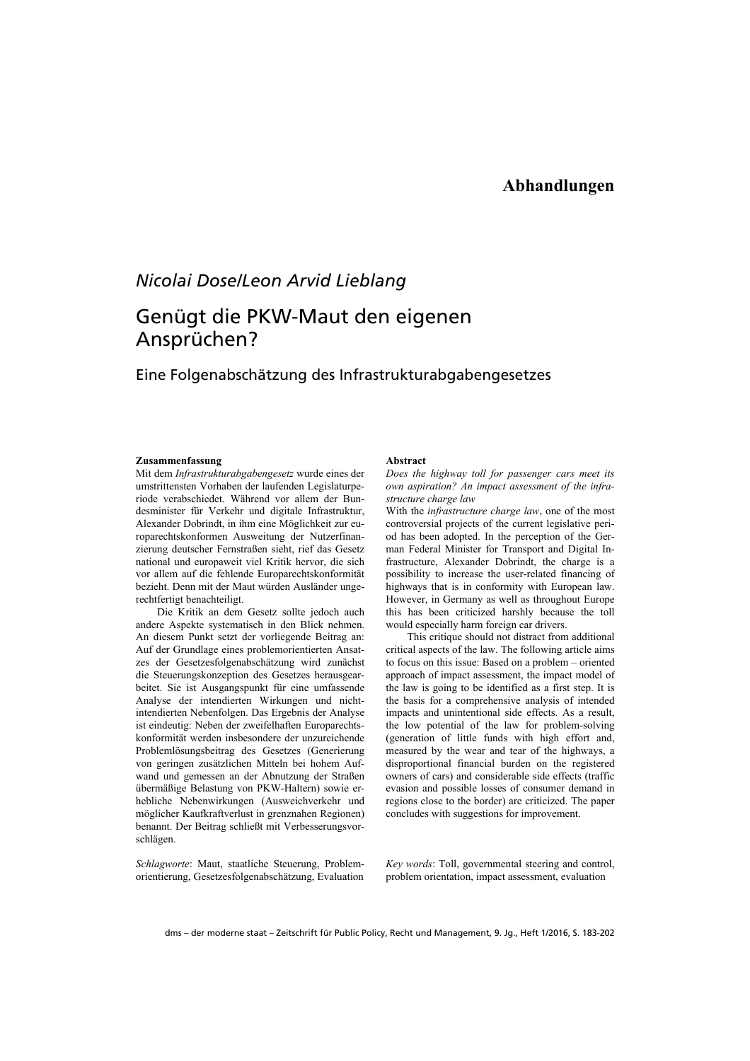**Abhandlungen**

*Nicolai Dose/Leon Arvid Lieblang*

# Genügt die PKW-Maut den eigenen Ansprüchen?

## Eine Folgenabschätzung des Infrastrukturabgabengesetzes

**Zusammenfassung**

Mit dem *Infrastrukturabgabengesetz* wurde eines der umstrittensten Vorhaben der laufenden Legislaturperiode verabschiedet. Während vor allem der Bundesminister für Verkehr und digitale Infrastruktur, Alexander Dobrindt, in ihm eine Möglichkeit zur europarechtskonformen Ausweitung der Nutzerfinanzierung deutscher Fernstraßen sieht, rief das Gesetz national und europaweit viel Kritik hervor, die sich vor allem auf die fehlende Europarechtskonformität bezieht. Denn mit der Maut würden Ausländer ungerechtfertigt benachteiligt.

Die Kritik an dem Gesetz sollte jedoch auch andere Aspekte systematisch in den Blick nehmen. An diesem Punkt setzt der vorliegende Beitrag an: Auf der Grundlage eines problemorientierten Ansatzes der Gesetzesfolgenabschätzung wird zunächst die Steuerungskonzeption des Gesetzes herausgearbeitet. Sie ist Ausgangspunkt für eine umfassende Analyse der intendierten Wirkungen und nichtintendierten Nebenfolgen. Das Ergebnis der Analyse ist eindeutig: Neben der zweifelhaften Europarechtskonformität werden insbesondere der unzureichende Problemlösungsbeitrag des Gesetzes (Generierung von geringen zusätzlichen Mitteln bei hohem Aufwand und gemessen an der Abnutzung der Straßen übermäßige Belastung von PKW-Haltern) sowie erhebliche Nebenwirkungen (Ausweichverkehr und möglicher Kaufkraftverlust in grenznahen Regionen) benannt. Der Beitrag schließt mit Verbesserungsvorschlägen.

*Schlagworte*: Maut, staatliche Steuerung, Problemorientierung, Gesetzesfolgenabschätzung, Evaluation

**Abstract**

*Does the highway toll for passenger cars meet its own aspiration? An impact assessment of the infrastructure charge law*

With the *infrastructure charge law*, one of the most controversial projects of the current legislative period has been adopted. In the perception of the German Federal Minister for Transport and Digital Infrastructure, Alexander Dobrindt, the charge is a possibility to increase the user-related financing of highways that is in conformity with European law. However, in Germany as well as throughout Europe this has been criticized harshly because the toll would especially harm foreign car drivers.

This critique should not distract from additional critical aspects of the law. The following article aims to focus on this issue: Based on a problem – oriented approach of impact assessment, the impact model of the law is going to be identified as a first step. It is the basis for a comprehensive analysis of intended impacts and unintentional side effects. As a result, the low potential of the law for problem-solving (generation of little funds with high effort and, measured by the wear and tear of the highways, a disproportional financial burden on the registered owners of cars) and considerable side effects (traffic evasion and possible losses of consumer demand in regions close to the border) are criticized. The paper concludes with suggestions for improvement.

*Key words*: Toll, governmental steering and control, problem orientation, impact assessment, evaluation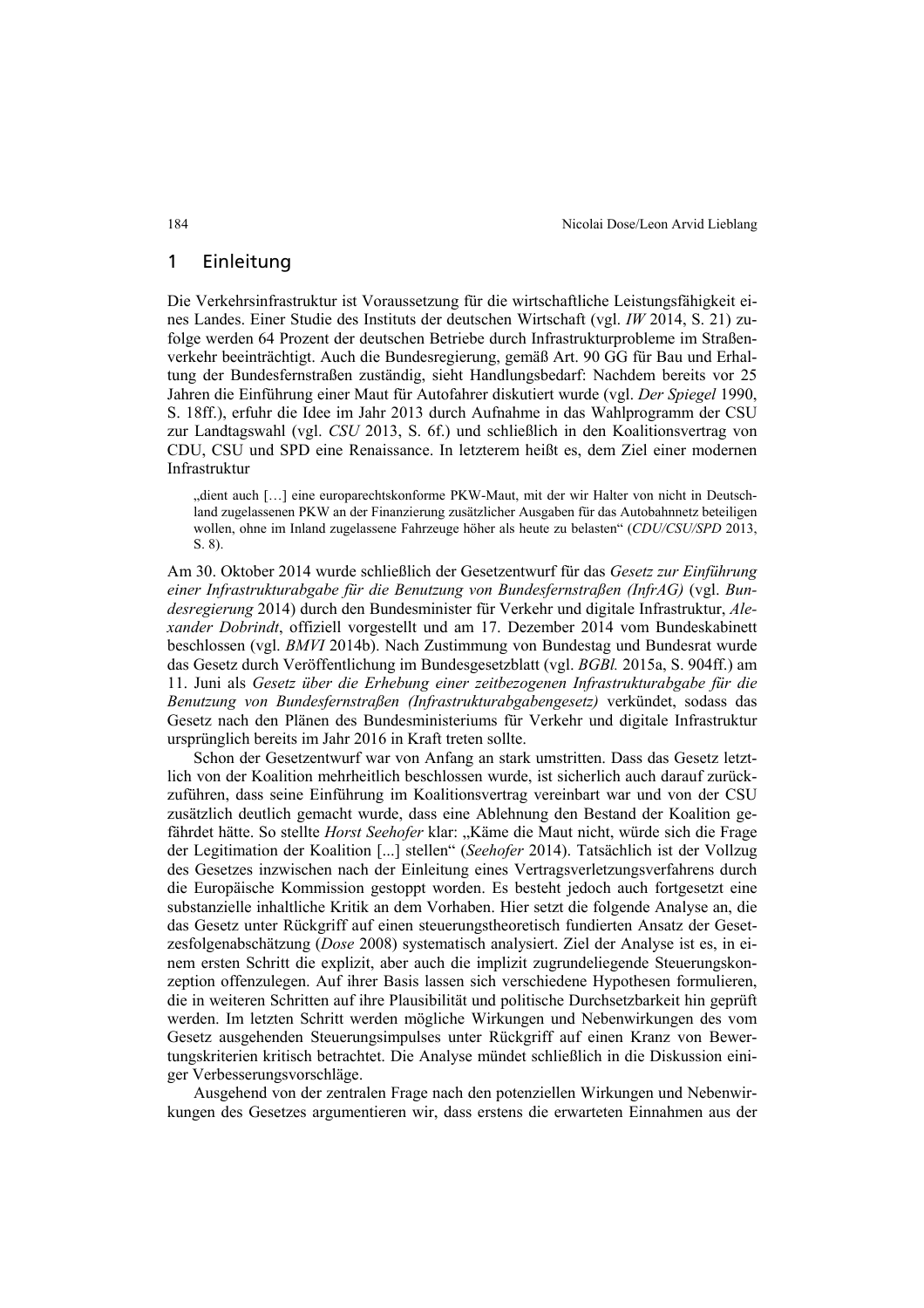## 1 Einleitung

Die Verkehrsinfrastruktur ist Voraussetzung für die wirtschaftliche Leistungsfähigkeit eines Landes. Einer Studie des Instituts der deutschen Wirtschaft (vgl. *IW* 2014, S. 21) zufolge werden 64 Prozent der deutschen Betriebe durch Infrastrukturprobleme im Straßenverkehr beeinträchtigt. Auch die Bundesregierung, gemäß Art. 90 GG für Bau und Erhaltung der Bundesfernstraßen zuständig, sieht Handlungsbedarf: Nachdem bereits vor 25 Jahren die Einführung einer Maut für Autofahrer diskutiert wurde (vgl. *Der Spiegel* 1990, S. 18ff.), erfuhr die Idee im Jahr 2013 durch Aufnahme in das Wahlprogramm der CSU zur Landtagswahl (vgl. *CSU* 2013, S. 6f.) und schließlich in den Koalitionsvertrag von CDU, CSU und SPD eine Renaissance. In letzterem heißt es, dem Ziel einer modernen Infrastruktur

> „dient auch […] eine europarechtskonforme PKW-Maut, mit der wir Halter von nicht in Deutschland zugelassenen PKW an der Finanzierung zusätzlicher Ausgaben für das Autobahnnetz beteiligen wollen, ohne im Inland zugelassene Fahrzeuge höher als heute zu belasten" (*CDU/CSU/SPD* 2013, S. 8).

Am 30. Oktober 2014 wurde schließlich der Gesetzentwurf für das *Gesetz zur Einführung einer Infrastrukturabgabe für die Benutzung von Bundesfernstraßen (InfrAG)* (vgl. *Bundesregierung* 2014) durch den Bundesminister für Verkehr und digitale Infrastruktur, *Alexander Dobrindt*, offiziell vorgestellt und am 17. Dezember 2014 vom Bundeskabinett beschlossen (vgl. *BMVI* 2014b). Nach Zustimmung von Bundestag und Bundesrat wurde das Gesetz durch Veröffentlichung im Bundesgesetzblatt (vgl. *BGBl.* 2015a, S. 904ff.) am 11. Juni als *Gesetz über die Erhebung einer zeitbezogenen Infrastrukturabgabe für die Benutzung von Bundesfernstraßen (Infrastrukturabgabengesetz)* verkündet, sodass das Gesetz nach den Plänen des Bundesministeriums für Verkehr und digitale Infrastruktur ursprünglich bereits im Jahr 2016 in Kraft treten sollte.

Schon der Gesetzentwurf war von Anfang an stark umstritten. Dass das Gesetz letztlich von der Koalition mehrheitlich beschlossen wurde, ist sicherlich auch darauf zurückzuführen, dass seine Einführung im Koalitionsvertrag vereinbart war und von der CSU zusätzlich deutlich gemacht wurde, dass eine Ablehnung den Bestand der Koalition gefährdet hätte. So stellte *Horst Seehofer* klar: „Käme die Maut nicht, würde sich die Frage der Legitimation der Koalition [...] stellen" (*Seehofer* 2014). Tatsächlich ist der Vollzug des Gesetzes inzwischen nach der Einleitung eines Vertragsverletzungsverfahrens durch die Europäische Kommission gestoppt worden. Es besteht jedoch auch fortgesetzt eine substanzielle inhaltliche Kritik an dem Vorhaben. Hier setzt die folgende Analyse an, die das Gesetz unter Rückgriff auf einen steuerungstheoretisch fundierten Ansatz der Gesetzesfolgenabschätzung (*Dose* 2008) systematisch analysiert. Ziel der Analyse ist es, in einem ersten Schritt die explizit, aber auch die implizit zugrundeliegende Steuerungskonzeption offenzulegen. Auf ihrer Basis lassen sich verschiedene Hypothesen formulieren, die in weiteren Schritten auf ihre Plausibilität und politische Durchsetzbarkeit hin geprüft werden. Im letzten Schritt werden mögliche Wirkungen und Nebenwirkungen des vom Gesetz ausgehenden Steuerungsimpulses unter Rückgriff auf einen Kranz von Bewertungskriterien kritisch betrachtet. Die Analyse mündet schließlich in die Diskussion einiger Verbesserungsvorschläge.

Ausgehend von der zentralen Frage nach den potenziellen Wirkungen und Nebenwirkungen des Gesetzes argumentieren wir, dass erstens die erwarteten Einnahmen aus der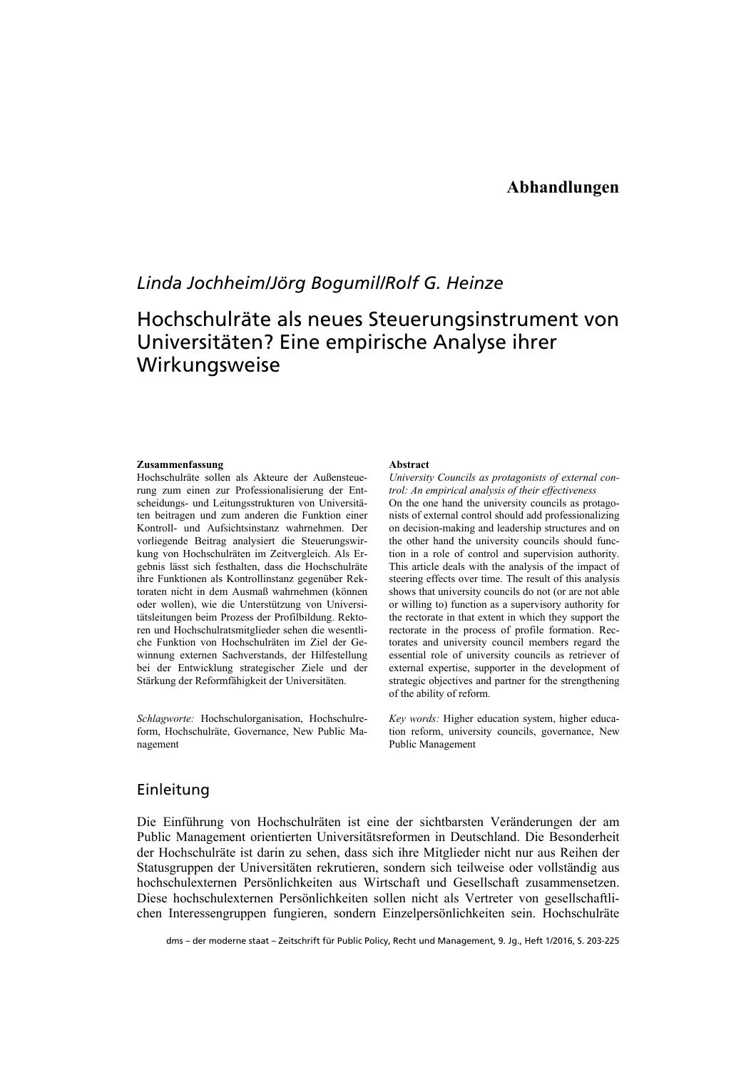## Abhandlungen

*Linda Jochheim/Jörg Bogumil/Rolf G. Heinze*

# Hochschulräte als neues Steuerungsinstrument von Universitäten? Eine empirische Analyse ihrer Wirkungsweise

**Zusammenfassung**

Hochschulräte sollen als Akteure der Außensteuerung zum einen zur Professionalisierung der Entscheidungs- und Leitungsstrukturen von Universitäten beitragen und zum anderen die Funktion einer Kontroll- und Aufsichtsinstanz wahrnehmen. Der vorliegende Beitrag analysiert die Steuerungswirkung von Hochschulräten im Zeitvergleich. Als Ergebnis lässt sich festhalten, dass die Hochschulräte ihre Funktionen als Kontrollinstanz gegenüber Rektoraten nicht in dem Ausmaß wahrnehmen (können oder wollen), wie die Unterstützung von Universitätsleitungen beim Prozess der Profilbildung. Rektoren und Hochschulratsmitglieder sehen die wesentliche Funktion von Hochschulräten im Ziel der Gewinnung externen Sachverstands, der Hilfestellung bei der Entwicklung strategischer Ziele und der Stärkung der Reformfähigkeit der Universitäten.

*Schlagworte:* Hochschulorganisation, Hochschulreform, Hochschulräte, Governance, New Public Management

**Abstract**

*University Councils as protagonists of external control: An empirical analysis of their effectiveness*

On the one hand the university councils as protagonists of external control should add professionalizing on decision-making and leadership structures and on the other hand the university councils should function in a role of control and supervision authority. This article deals with the analysis of the impact of steering effects over time. The result of this analysis shows that university councils do not (or are not able or willing to) function as a supervisory authority for the rectorate in that extent in which they support the rectorate in the process of profile formation. Rectorates and university council members regard the essential role of university councils as retriever of external expertise, supporter in the development of strategic objectives and partner for the strengthening of the ability of reform.

*Key words:* Higher education system, higher education reform, university councils, governance, New Public Management

## Einleitung

Die Einführung von Hochschulräten ist eine der sichtbarsten Veränderungen der am Public Management orientierten Universitätsreformen in Deutschland. Die Besonderheit der Hochschulräte ist darin zu sehen, dass sich ihre Mitglieder nicht nur aus Reihen der Statusgruppen der Universitäten rekrutieren, sondern sich teilweise oder vollständig aus hochschulexternen Persönlichkeiten aus Wirtschaft und Gesellschaft zusammensetzen. Diese hochschulexternen Persönlichkeiten sollen nicht als Vertreter von gesellschaftlichen Interessengruppen fungieren, sondern Einzelpersönlichkeiten sein. Hochschulräte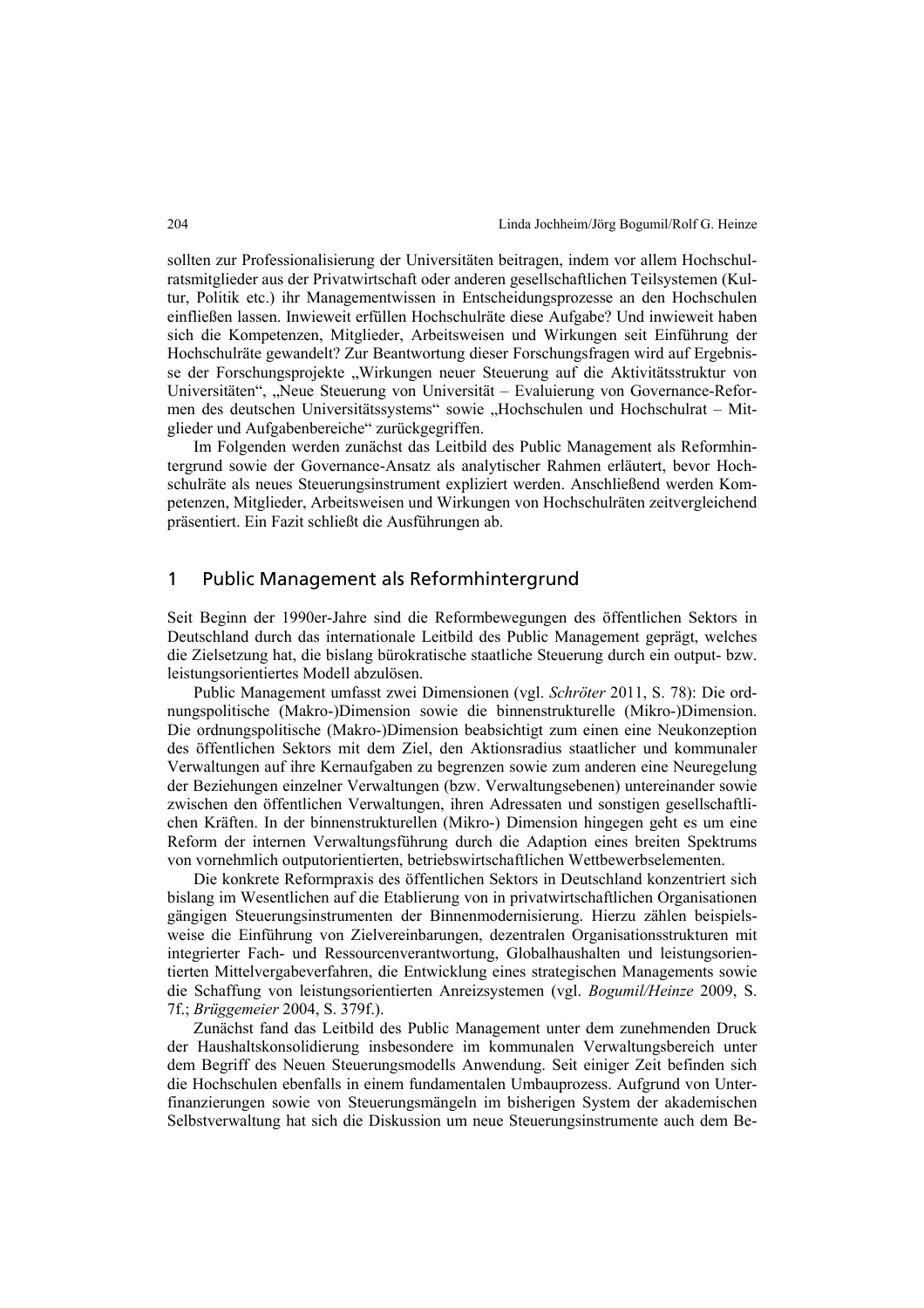sollten zur Professionalisierung der Universitäten beitragen, indem vor allem Hochschulratsmitglieder aus der Privatwirtschaft oder anderen gesellschaftlichen Teilsystemen (Kultur, Politik etc.) ihr Managementwissen in Entscheidungsprozesse an den Hochschulen einfließen lassen. Inwieweit erfüllen Hochschulräte diese Aufgabe? Und inwieweit haben sich die Kompetenzen, Mitglieder, Arbeitsweisen und Wirkungen seit Einführung der Hochschulräte gewandelt? Zur Beantwortung dieser Forschungsfragen wird auf Ergebnisse der Forschungsprojekte „Wirkungen neuer Steuerung auf die Aktivitätsstruktur von Universitäten", „Neue Steuerung von Universität – Evaluierung von Governance-Reformen des deutschen Universitätssystems" sowie „Hochschulen und Hochschulrat – Mitglieder und Aufgabenbereiche" zurückgegriffen.

Im Folgenden werden zunächst das Leitbild des Public Management als Reformhintergrund sowie der Governance-Ansatz als analytischer Rahmen erläutert, bevor Hochschulräte als neues Steuerungsinstrument expliziert werden. Anschließend werden Kompetenzen, Mitglieder, Arbeitsweisen und Wirkungen von Hochschulräten zeitvergleichend präsentiert. Ein Fazit schließt die Ausführungen ab.

## 1 Public Management als Reformhintergrund

Seit Beginn der 1990er-Jahre sind die Reformbewegungen des öffentlichen Sektors in Deutschland durch das internationale Leitbild des Public Management geprägt, welches die Zielsetzung hat, die bislang bürokratische staatliche Steuerung durch ein output- bzw. leistungsorientiertes Modell abzulösen.

Public Management umfasst zwei Dimensionen (vgl. *Schröter* 2011, S. 78): Die ordnungspolitische (Makro-)Dimension sowie die binnenstrukturelle (Mikro-)Dimension. Die ordnungspolitische (Makro-)Dimension beabsichtigt zum einen eine Neukonzeption des öffentlichen Sektors mit dem Ziel, den Aktionsradius staatlicher und kommunaler Verwaltungen auf ihre Kernaufgaben zu begrenzen sowie zum anderen eine Neuregelung der Beziehungen einzelner Verwaltungen (bzw. Verwaltungsebenen) untereinander sowie zwischen den öffentlichen Verwaltungen, ihren Adressaten und sonstigen gesellschaftlichen Kräften. In der binnenstrukturellen (Mikro-) Dimension hingegen geht es um eine Reform der internen Verwaltungsführung durch die Adaption eines breiten Spektrums von vornehmlich outputorientierten, betriebswirtschaftlichen Wettbewerbselementen.

Die konkrete Reformpraxis des öffentlichen Sektors in Deutschland konzentriert sich bislang im Wesentlichen auf die Etablierung von in privatwirtschaftlichen Organisationen gängigen Steuerungsinstrumenten der Binnenmodernisierung. Hierzu zählen beispielsweise die Einführung von Zielvereinbarungen, dezentralen Organisationsstrukturen mit integrierter Fach- und Ressourcenverantwortung, Globalhaushalten und leistungsorientierten Mittelvergabeverfahren, die Entwicklung eines strategischen Managements sowie die Schaffung von leistungsorientierten Anreizsystemen (vgl. *Bogumil/Heinze* 2009, S. 7f.; *Brüggemeier* 2004, S. 379f.).

Zunächst fand das Leitbild des Public Management unter dem zunehmenden Druck der Haushaltskonsolidierung insbesondere im kommunalen Verwaltungsbereich unter dem Begriff des Neuen Steuerungsmodells Anwendung. Seit einiger Zeit befinden sich die Hochschulen ebenfalls in einem fundamentalen Umbauprozess. Aufgrund von Unterfinanzierungen sowie von Steuerungsmängeln im bisherigen System der akademischen Selbstverwaltung hat sich die Diskussion um neue Steuerungsinstrumente auch dem Be-